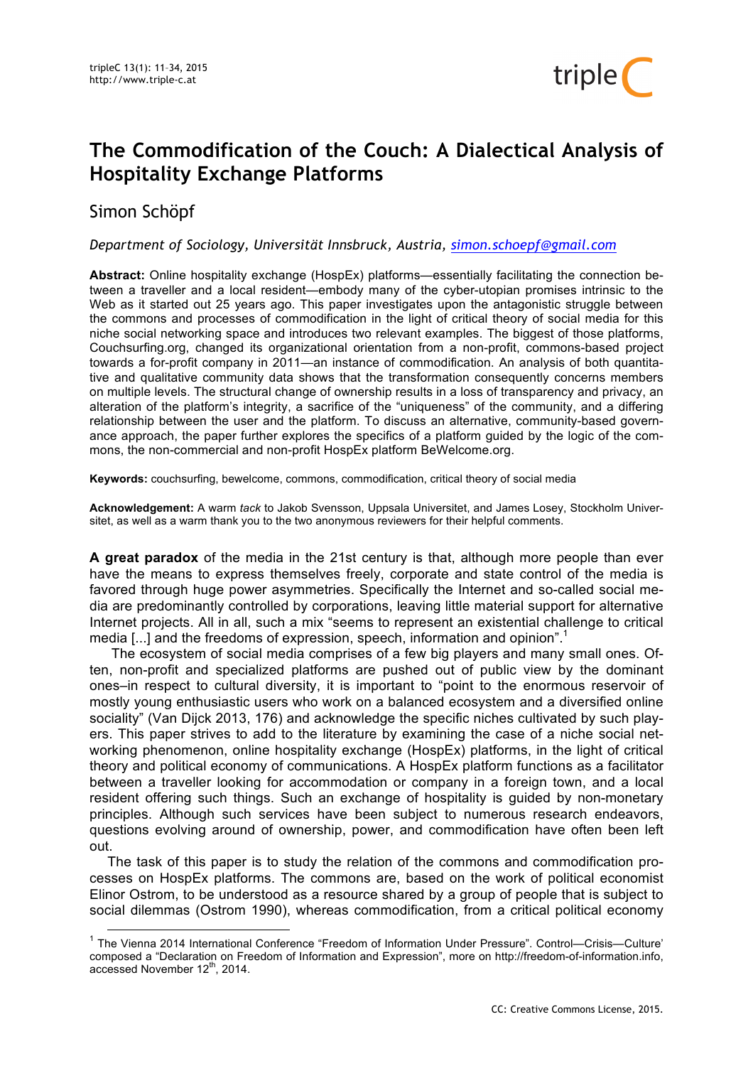# The Commodification of the Couch: A Dialectical Analysis of Hospitality Exchange Platforms

Simon Schöpf

*Department of Sociology, Universität Innsbruck, Austria, simon.schoepf@gmail.com*

**Abstract:** Online hospitality exchange (HospEx) platforms—essentially facilitating the connection between a traveller and a local resident—embody many of the cyber-utopian promises intrinsic to the Web as it started out 25 years ago. This paper investigates upon the antagonistic struggle between the commons and processes of commodification in the light of critical theory of social media for this niche social networking space and introduces two relevant examples. The biggest of those platforms, Couchsurfing.org, changed its organizational orientation from a non-profit, commons-based project towards a for-profit company in 2011—an instance of commodification. An analysis of both quantitative and qualitative community data shows that the transformation consequently concerns members on multiple levels. The structural change of ownership results in a loss of transparency and privacy, an alteration of the platform's integrity, a sacrifice of the "uniqueness" of the community, and a differing relationship between the user and the platform. To discuss an alternative, community-based governance approach, the paper further explores the specifics of a platform guided by the logic of the commons, the non-commercial and non-profit HospEx platform BeWelcome.org.

**Keywords:** couchsurfing, bewelcome, commons, commodification, critical theory of social media

**Acknowledgement:** A warm *tack* to Jakob Svensson, Uppsala Universitet, and James Losey, Stockholm Universitet, as well as a warm thank you to the two anonymous reviewers for their helpful comments.

**A great paradox** of the media in the 21st century is that, although more people than ever have the means to express themselves freely, corporate and state control of the media is favored through huge power asymmetries. Specifically the Internet and so-called social media are predominantly controlled by corporations, leaving little material support for alternative Internet projects. All in all, such a mix "seems to represent an existential challenge to critical media [...] and the freedoms of expression, speech, information and opinion".[1]

The ecosystem of social media comprises of a few big players and many small ones. Often, non-profit and specialized platforms are pushed out of public view by the dominant ones–in respect to cultural diversity, it is important to "point to the enormous reservoir of mostly young enthusiastic users who work on a balanced ecosystem and a diversified online sociality" (Van Dijck 2013, 176) and acknowledge the specific niches cultivated by such players. This paper strives to add to the literature by examining the case of a niche social networking phenomenon, online hospitality exchange (HospEx) platforms, in the light of critical theory and political economy of communications. A HospEx platform functions as a facilitator between a traveller looking for accommodation or company in a foreign town, and a local resident offering such things. Such an exchange of hospitality is guided by non-monetary principles. Although such services have been subject to numerous research endeavors, questions evolving around of ownership, power, and commodification have often been left out.

The task of this paper is to study the relation of the commons and commodification processes on HospEx platforms. The commons are, based on the work of political economist Elinor Ostrom, to be understood as a resource shared by a group of people that is subject to social dilemmas (Ostrom 1990), whereas commodification, from a critical political economy

[1] The Vienna 2014 International Conference "Freedom of Information Under Pressure". Control—Crisis—Culture' composed a "Declaration on Freedom of Information and Expression", more on http://freedom-of-information.info, accessed November 12th, 2014.

CC: Creative Commons License, 2015.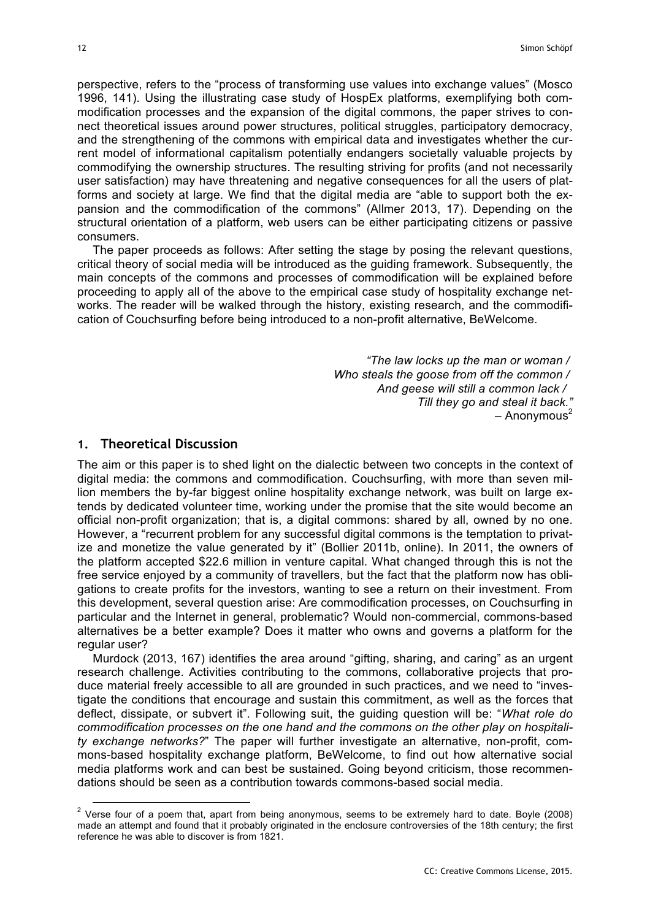perspective, refers to the "process of transforming use values into exchange values" (Mosco 1996, 141). Using the illustrating case study of HospEx platforms, exemplifying both commodification processes and the expansion of the digital commons, the paper strives to connect theoretical issues around power structures, political struggles, participatory democracy, and the strengthening of the commons with empirical data and investigates whether the current model of informational capitalism potentially endangers societally valuable projects by commodifying the ownership structures. The resulting striving for profits (and not necessarily user satisfaction) may have threatening and negative consequences for all the users of platforms and society at large. We find that the digital media are "able to support both the expansion and the commodification of the commons" (Allmer 2013, 17). Depending on the structural orientation of a platform, web users can be either participating citizens or passive consumers.

The paper proceeds as follows: After setting the stage by posing the relevant questions, critical theory of social media will be introduced as the guiding framework. Subsequently, the main concepts of the commons and processes of commodification will be explained before proceeding to apply all of the above to the empirical case study of hospitality exchange networks. The reader will be walked through the history, existing research, and the commodification of Couchsurfing before being introduced to a non-profit alternative, BeWelcome.

> *"The law locks up the man or woman /*
> *Who steals the goose from off the common /*
> *And geese will still a common lack /*
> *Till they go and steal it back."*
> – Anonymous[2]

## 1. Theoretical Discussion

The aim or this paper is to shed light on the dialectic between two concepts in the context of digital media: the commons and commodification. Couchsurfing, with more than seven million members the by-far biggest online hospitality exchange network, was built on large extends by dedicated volunteer time, working under the promise that the site would become an official non-profit organization; that is, a digital commons: shared by all, owned by no one. However, a "recurrent problem for any successful digital commons is the temptation to privatize and monetize the value generated by it" (Bollier 2011b, online). In 2011, the owners of the platform accepted \$22.6 million in venture capital. What changed through this is not the free service enjoyed by a community of travellers, but the fact that the platform now has obligations to create profits for the investors, wanting to see a return on their investment. From this development, several question arise: Are commodification processes, on Couchsurfing in particular and the Internet in general, problematic? Would non-commercial, commons-based alternatives be a better example? Does it matter who owns and governs a platform for the regular user?

Murdock (2013, 167) identifies the area around "gifting, sharing, and caring" as an urgent research challenge. Activities contributing to the commons, collaborative projects that produce material freely accessible to all are grounded in such practices, and we need to "investigate the conditions that encourage and sustain this commitment, as well as the forces that deflect, dissipate, or subvert it". Following suit, the guiding question will be: "*What role do commodification processes on the one hand and the commons on the other play on hospitality exchange networks?*" The paper will further investigate an alternative, non-profit, commons-based hospitality exchange platform, BeWelcome, to find out how alternative social media platforms work and can best be sustained. Going beyond criticism, those recommendations should be seen as a contribution towards commons-based social media.

[2] Verse four of a poem that, apart from being anonymous, seems to be extremely hard to date. Boyle (2008) made an attempt and found that it probably originated in the enclosure controversies of the 18th century; the first reference he was able to discover is from 1821.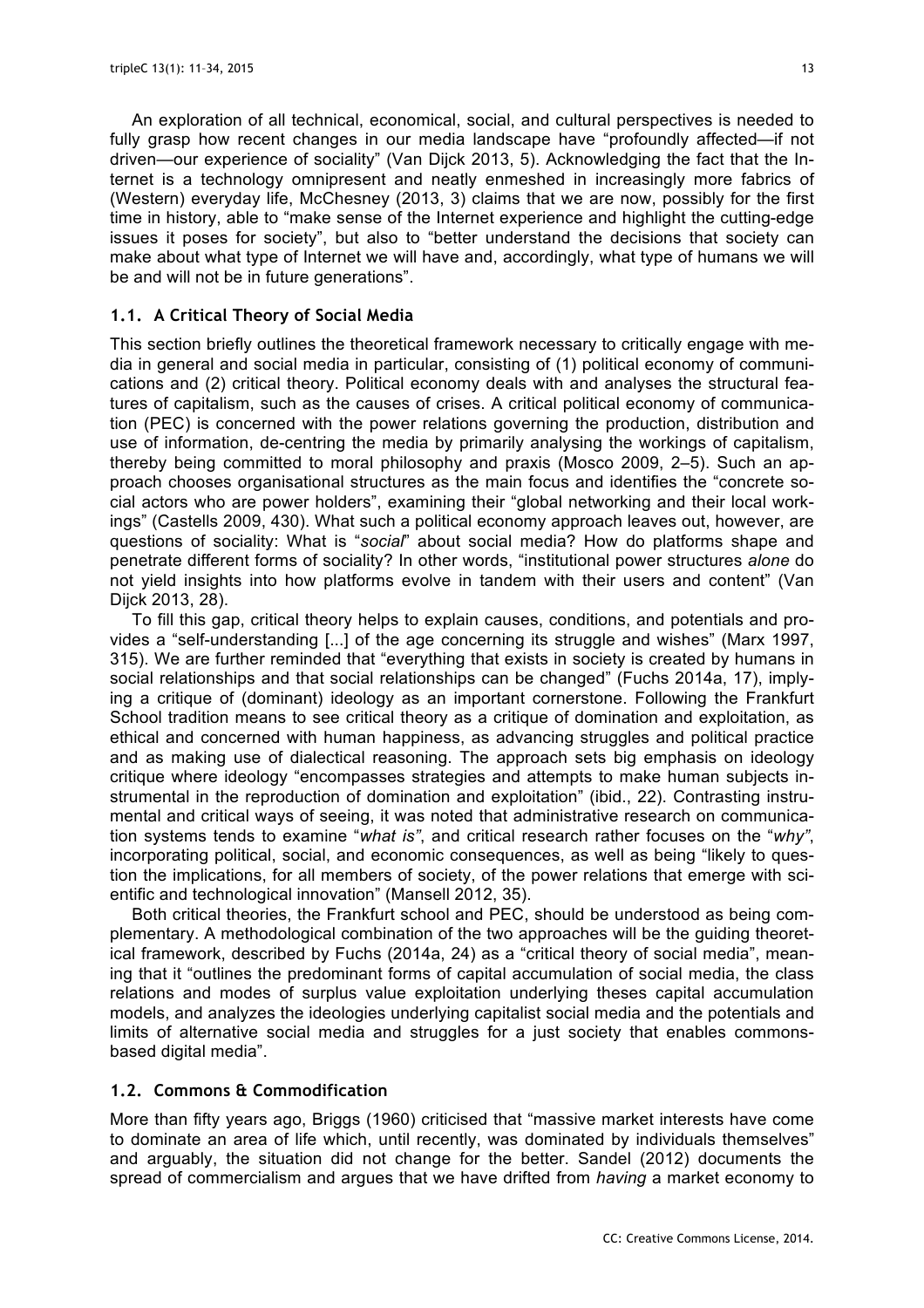An exploration of all technical, economical, social, and cultural perspectives is needed to fully grasp how recent changes in our media landscape have "profoundly affected—if not driven—our experience of sociality" (Van Dijck 2013, 5). Acknowledging the fact that the Internet is a technology omnipresent and neatly enmeshed in increasingly more fabrics of (Western) everyday life, McChesney (2013, 3) claims that we are now, possibly for the first time in history, able to "make sense of the Internet experience and highlight the cutting-edge issues it poses for society", but also to "better understand the decisions that society can make about what type of Internet we will have and, accordingly, what type of humans we will be and will not be in future generations".

### 1.1. A Critical Theory of Social Media

This section briefly outlines the theoretical framework necessary to critically engage with media in general and social media in particular, consisting of (1) political economy of communications and (2) critical theory. Political economy deals with and analyses the structural features of capitalism, such as the causes of crises. A critical political economy of communication (PEC) is concerned with the power relations governing the production, distribution and use of information, de-centring the media by primarily analysing the workings of capitalism, thereby being committed to moral philosophy and praxis (Mosco 2009, 2–5). Such an approach chooses organisational structures as the main focus and identifies the "concrete social actors who are power holders", examining their "global networking and their local workings" (Castells 2009, 430). What such a political economy approach leaves out, however, are questions of sociality: What is "*social*" about social media? How do platforms shape and penetrate different forms of sociality? In other words, "institutional power structures *alone* do not yield insights into how platforms evolve in tandem with their users and content" (Van Dijck 2013, 28).

To fill this gap, critical theory helps to explain causes, conditions, and potentials and provides a "self-understanding [...] of the age concerning its struggle and wishes" (Marx 1997, 315). We are further reminded that "everything that exists in society is created by humans in social relationships and that social relationships can be changed" (Fuchs 2014a, 17), implying a critique of (dominant) ideology as an important cornerstone. Following the Frankfurt School tradition means to see critical theory as a critique of domination and exploitation, as ethical and concerned with human happiness, as advancing struggles and political practice and as making use of dialectical reasoning. The approach sets big emphasis on ideology critique where ideology "encompasses strategies and attempts to make human subjects instrumental in the reproduction of domination and exploitation" (ibid., 22). Contrasting instrumental and critical ways of seeing, it was noted that administrative research on communication systems tends to examine "*what is"*, and critical research rather focuses on the "*why"*, incorporating political, social, and economic consequences, as well as being "likely to question the implications, for all members of society, of the power relations that emerge with scientific and technological innovation" (Mansell 2012, 35).

Both critical theories, the Frankfurt school and PEC, should be understood as being complementary. A methodological combination of the two approaches will be the guiding theoretical framework, described by Fuchs (2014a, 24) as a "critical theory of social media", meaning that it "outlines the predominant forms of capital accumulation of social media, the class relations and modes of surplus value exploitation underlying theses capital accumulation models, and analyzes the ideologies underlying capitalist social media and the potentials and limits of alternative social media and struggles for a just society that enables commons-based digital media".

### 1.2. Commons & Commodification

More than fifty years ago, Briggs (1960) criticised that "massive market interests have come to dominate an area of life which, until recently, was dominated by individuals themselves" and arguably, the situation did not change for the better. Sandel (2012) documents the spread of commercialism and argues that we have drifted from *having* a market economy to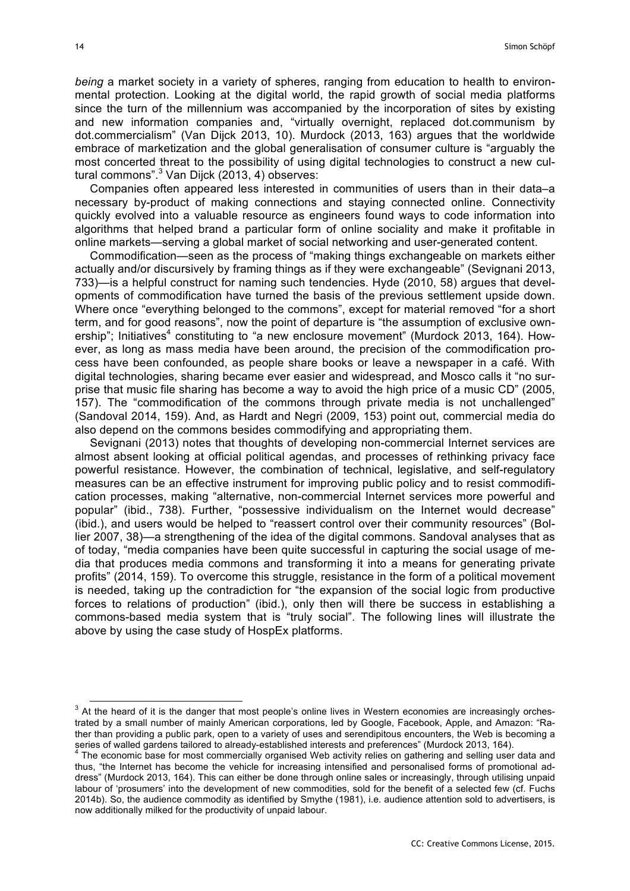*being* a market society in a variety of spheres, ranging from education to health to environmental protection. Looking at the digital world, the rapid growth of social media platforms since the turn of the millennium was accompanied by the incorporation of sites by existing and new information companies and, "virtually overnight, replaced dot.communism by dot.commercialism" (Van Dijck 2013, 10). Murdock (2013, 163) argues that the worldwide embrace of marketization and the global generalisation of consumer culture is "arguably the most concerted threat to the possibility of using digital technologies to construct a new cultural commons".[3] Van Dijck (2013, 4) observes:

Companies often appeared less interested in communities of users than in their data–a necessary by-product of making connections and staying connected online. Connectivity quickly evolved into a valuable resource as engineers found ways to code information into algorithms that helped brand a particular form of online sociality and make it profitable in online markets—serving a global market of social networking and user-generated content.

Commodification—seen as the process of "making things exchangeable on markets either actually and/or discursively by framing things as if they were exchangeable" (Sevignani 2013, 733)—is a helpful construct for naming such tendencies. Hyde (2010, 58) argues that developments of commodification have turned the basis of the previous settlement upside down. Where once "everything belonged to the commons", except for material removed "for a short term, and for good reasons", now the point of departure is "the assumption of exclusive ownership"; Initiatives[4] constituting to "a new enclosure movement" (Murdock 2013, 164). However, as long as mass media have been around, the precision of the commodification process have been confounded, as people share books or leave a newspaper in a café. With digital technologies, sharing became ever easier and widespread, and Mosco calls it "no surprise that music file sharing has become a way to avoid the high price of a music CD" (2005, 157). The "commodification of the commons through private media is not unchallenged" (Sandoval 2014, 159). And, as Hardt and Negri (2009, 153) point out, commercial media do also depend on the commons besides commodifying and appropriating them.

Sevignani (2013) notes that thoughts of developing non-commercial Internet services are almost absent looking at official political agendas, and processes of rethinking privacy face powerful resistance. However, the combination of technical, legislative, and self-regulatory measures can be an effective instrument for improving public policy and to resist commodification processes, making "alternative, non-commercial Internet services more powerful and popular" (ibid., 738). Further, "possessive individualism on the Internet would decrease" (ibid.), and users would be helped to "reassert control over their community resources" (Bollier 2007, 38)—a strengthening of the idea of the digital commons. Sandoval analyses that as of today, "media companies have been quite successful in capturing the social usage of media that produces media commons and transforming it into a means for generating private profits" (2014, 159). To overcome this struggle, resistance in the form of a political movement is needed, taking up the contradiction for "the expansion of the social logic from productive forces to relations of production" (ibid.), only then will there be success in establishing a commons-based media system that is "truly social". The following lines will illustrate the above by using the case study of HospEx platforms.

---

[3] At the heard of it is the danger that most people's online lives in Western economies are increasingly orchestrated by a small number of mainly American corporations, led by Google, Facebook, Apple, and Amazon: "Rather than providing a public park, open to a variety of uses and serendipitous encounters, the Web is becoming a series of walled gardens tailored to already-established interests and preferences" (Murdock 2013, 164).

[4] The economic base for most commercially organised Web activity relies on gathering and selling user data and thus, "the Internet has become the vehicle for increasing intensified and personalised forms of promotional address" (Murdock 2013, 164). This can either be done through online sales or increasingly, through utilising unpaid labour of 'prosumers' into the development of new commodities, sold for the benefit of a selected few (cf. Fuchs 2014b). So, the audience commodity as identified by Smythe (1981), i.e. audience attention sold to advertisers, is now additionally milked for the productivity of unpaid labour.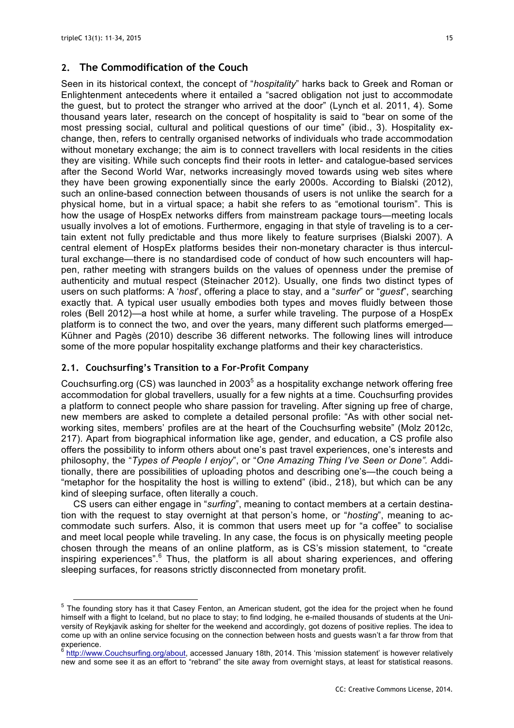## 2. The Commodification of the Couch

Seen in its historical context, the concept of "*hospitality*" harks back to Greek and Roman or Enlightenment antecedents where it entailed a "sacred obligation not just to accommodate the guest, but to protect the stranger who arrived at the door" (Lynch et al. 2011, 4). Some thousand years later, research on the concept of hospitality is said to "bear on some of the most pressing social, cultural and political questions of our time" (ibid., 3). Hospitality exchange, then, refers to centrally organised networks of individuals who trade accommodation without monetary exchange; the aim is to connect travellers with local residents in the cities they are visiting. While such concepts find their roots in letter- and catalogue-based services after the Second World War, networks increasingly moved towards using web sites where they have been growing exponentially since the early 2000s. According to Bialski (2012), such an online-based connection between thousands of users is not unlike the search for a physical home, but in a virtual space; a habit she refers to as "emotional tourism". This is how the usage of HospEx networks differs from mainstream package tours—meeting locals usually involves a lot of emotions. Furthermore, engaging in that style of traveling is to a certain extent not fully predictable and thus more likely to feature surprises (Bialski 2007). A central element of HospEx platforms besides their non-monetary character is thus intercultural exchange—there is no standardised code of conduct of how such encounters will happen, rather meeting with strangers builds on the values of openness under the premise of authenticity and mutual respect (Steinacher 2012). Usually, one finds two distinct types of users on such platforms: A '*host*', offering a place to stay, and a "*surfer*" or "*guest*", searching exactly that. A typical user usually embodies both types and moves fluidly between those roles (Bell 2012)—a host while at home, a surfer while traveling. The purpose of a HospEx platform is to connect the two, and over the years, many different such platforms emerged—Kühner and Pagès (2010) describe 36 different networks. The following lines will introduce some of the more popular hospitality exchange platforms and their key characteristics.

### 2.1. Couchsurfing's Transition to a For-Profit Company

Couchsurfing.org (CS) was launched in 2003[5] as a hospitality exchange network offering free accommodation for global travellers, usually for a few nights at a time. Couchsurfing provides a platform to connect people who share passion for traveling. After signing up free of charge, new members are asked to complete a detailed personal profile: "As with other social networking sites, members' profiles are at the heart of the Couchsurfing website" (Molz 2012c, 217). Apart from biographical information like age, gender, and education, a CS profile also offers the possibility to inform others about one's past travel experiences, one's interests and philosophy, the "*Types of People I enjoy*", or "*One Amazing Thing I've Seen or Done"*. Additionally, there are possibilities of uploading photos and describing one's—the couch being a "metaphor for the hospitality the host is willing to extend" (ibid., 218), but which can be any kind of sleeping surface, often literally a couch.

CS users can either engage in "*surfing*", meaning to contact members at a certain destination with the request to stay overnight at that person's home, or "*hosting*", meaning to accommodate such surfers. Also, it is common that users meet up for "a coffee" to socialise and meet local people while traveling. In any case, the focus is on physically meeting people chosen through the means of an online platform, as is CS's mission statement, to "create inspiring experiences".[6] Thus, the platform is all about sharing experiences, and offering sleeping surfaces, for reasons strictly disconnected from monetary profit.

---

[5] The founding story has it that Casey Fenton, an American student, got the idea for the project when he found himself with a flight to Iceland, but no place to stay; to find lodging, he e-mailed thousands of students at the University of Reykjavik asking for shelter for the weekend and accordingly, got dozens of positive replies. The idea to come up with an online service focusing on the connection between hosts and guests wasn't a far throw from that experience.

[6] http://www.Couchsurfing.org/about, accessed January 18th, 2014. This 'mission statement' is however relatively new and some see it as an effort to "rebrand" the site away from overnight stays, at least for statistical reasons.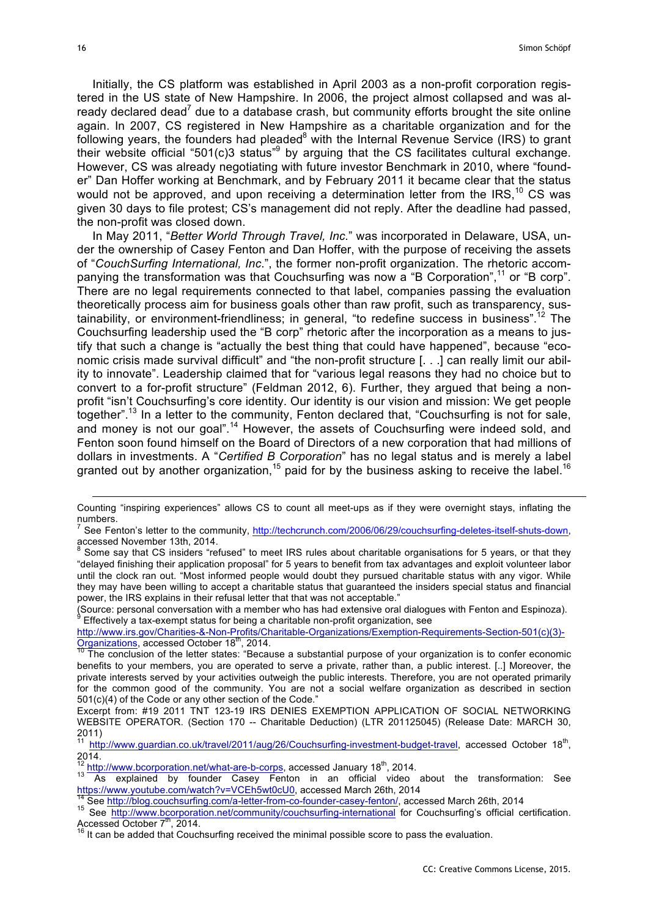Initially, the CS platform was established in April 2003 as a non-profit corporation registered in the US state of New Hampshire. In 2006, the project almost collapsed and was already declared dead[7] due to a database crash, but community efforts brought the site online again. In 2007, CS registered in New Hampshire as a charitable organization and for the following years, the founders had pleaded[8] with the Internal Revenue Service (IRS) to grant their website official "501(c)3 status"[9] by arguing that the CS facilitates cultural exchange. However, CS was already negotiating with future investor Benchmark in 2010, where "founder" Dan Hoffer working at Benchmark, and by February 2011 it became clear that the status would not be approved, and upon receiving a determination letter from the IRS,[10] CS was given 30 days to file protest; CS's management did not reply. After the deadline had passed, the non-profit was closed down.

In May 2011, "*Better World Through Travel, Inc.*" was incorporated in Delaware, USA, under the ownership of Casey Fenton and Dan Hoffer, with the purpose of receiving the assets of "*CouchSurfing International, Inc.*", the former non-profit organization. The rhetoric accompanying the transformation was that Couchsurfing was now a "B Corporation",[11] or "B corp". There are no legal requirements connected to that label, companies passing the evaluation theoretically process aim for business goals other than raw profit, such as transparency, sustainability, or environment-friendliness; in general, "to redefine success in business".[12] The Couchsurfing leadership used the "B corp" rhetoric after the incorporation as a means to justify that such a change is "actually the best thing that could have happened", because "economic crisis made survival difficult" and "the non-profit structure [. . .] can really limit our ability to innovate". Leadership claimed that for "various legal reasons they had no choice but to convert to a for-profit structure" (Feldman 2012, 6). Further, they argued that being a non-profit "isn't Couchsurfing's core identity. Our identity is our vision and mission: We get people together".[13] In a letter to the community, Fenton declared that, "Couchsurfing is not for sale, and money is not our goal".[14] However, the assets of Couchsurfing were indeed sold, and Fenton soon found himself on the Board of Directors of a new corporation that had millions of dollars in investments. A "*Certified B Corporation*" has no legal status and is merely a label granted out by another organization,[15] paid for by the business asking to receive the label.[16]

---

Counting "inspiring experiences" allows CS to count all meet-ups as if they were overnight stays, inflating the numbers.

[7] See Fenton's letter to the community, http://techcrunch.com/2006/06/29/couchsurfing-deletes-itself-shuts-down, accessed November 13th, 2014.

[8] Some say that CS insiders "refused" to meet IRS rules about charitable organisations for 5 years, or that they "delayed finishing their application proposal" for 5 years to benefit from tax advantages and exploit volunteer labor until the clock ran out. "Most informed people would doubt they pursued charitable status with any vigor. While they may have been willing to accept a charitable status that guaranteed the insiders special status and financial power, the IRS explains in their refusal letter that that was not acceptable."
(Source: personal conversation with a member who has had extensive oral dialogues with Fenton and Espinoza).

[9] Effectively a tax-exempt status for being a charitable non-profit organization, see http://www.irs.gov/Charities-&-Non-Profits/Charitable-Organizations/Exemption-Requirements-Section-501(c)(3)-Organizations, accessed October 18th, 2014.

[10] The conclusion of the letter states: "Because a substantial purpose of your organization is to confer economic benefits to your members, you are operated to serve a private, rather than, a public interest. [..] Moreover, the private interests served by your activities outweigh the public interests. Therefore, you are not operated primarily for the common good of the community. You are not a social welfare organization as described in section 501(c)(4) of the Code or any other section of the Code."
Excerpt from: #19 2011 TNT 123-19 IRS DENIES EXEMPTION APPLICATION OF SOCIAL NETWORKING WEBSITE OPERATOR. (Section 170 -- Charitable Deduction) (LTR 201125045) (Release Date: MARCH 30, 2011)

[11] http://www.guardian.co.uk/travel/2011/aug/26/Couchsurfing-investment-budget-travel, accessed October 18th, 2014.

[12] http://www.bcorporation.net/what-are-b-corps, accessed January 18th, 2014.

[13] As explained by founder Casey Fenton in an official video about the transformation: See https://www.youtube.com/watch?v=VCEh5wt0cU0, accessed March 26th, 2014

[14] See http://blog.couchsurfing.com/a-letter-from-co-founder-casey-fenton/, accessed March 26th, 2014

[15] See http://www.bcorporation.net/community/couchsurfing-international for Couchsurfing's official certification. Accessed October 7th, 2014.

[16] It can be added that Couchsurfing received the minimal possible score to pass the evaluation.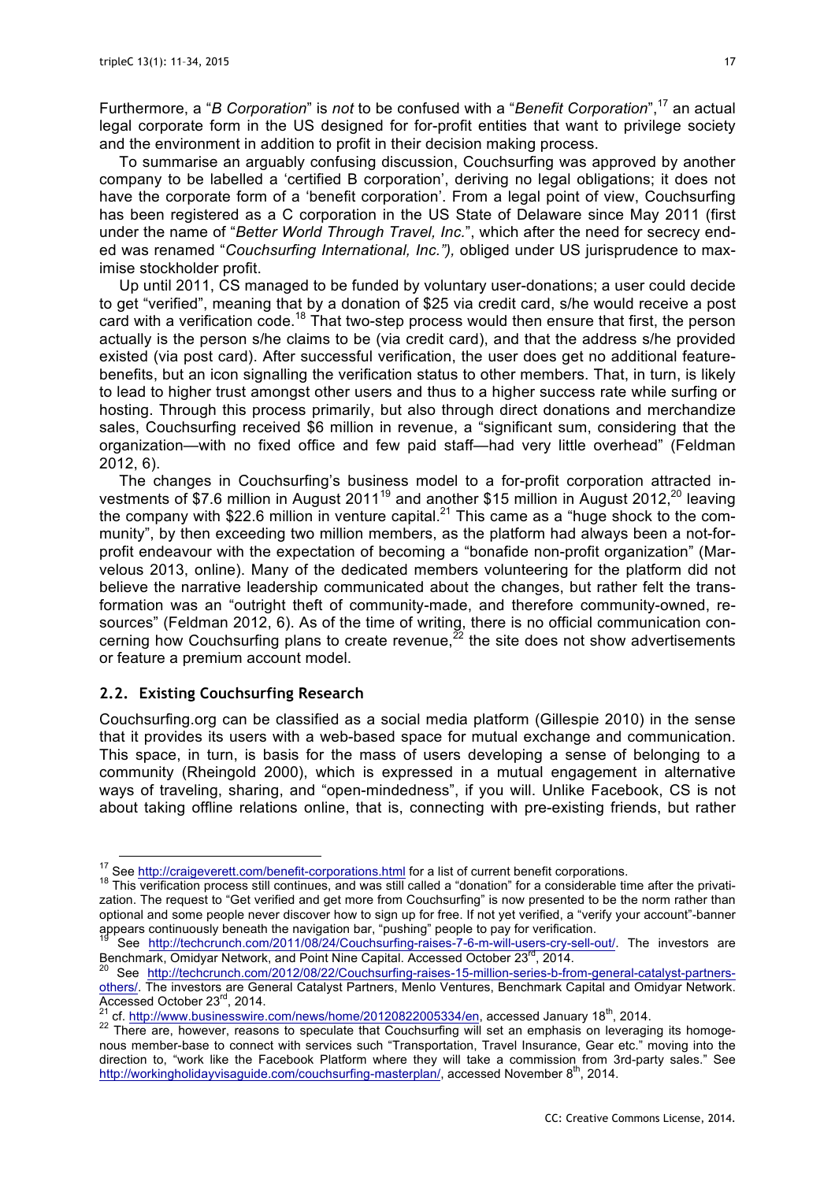Furthermore, a "*B Corporation*" is *not* to be confused with a "*Benefit Corporation*",[17] an actual legal corporate form in the US designed for for-profit entities that want to privilege society and the environment in addition to profit in their decision making process.

To summarise an arguably confusing discussion, Couchsurfing was approved by another company to be labelled a 'certified B corporation', deriving no legal obligations; it does not have the corporate form of a 'benefit corporation'. From a legal point of view, Couchsurfing has been registered as a C corporation in the US State of Delaware since May 2011 (first under the name of "*Better World Through Travel, Inc.*", which after the need for secrecy ended was renamed "*Couchsurfing International, Inc.*"), obliged under US jurisprudence to maximise stockholder profit.

Up until 2011, CS managed to be funded by voluntary user-donations; a user could decide to get "verified", meaning that by a donation of $25 via credit card, s/he would receive a post card with a verification code.[18] That two-step process would then ensure that first, the person actually is the person s/he claims to be (via credit card), and that the address s/he provided existed (via post card). After successful verification, the user does get no additional feature-benefits, but an icon signalling the verification status to other members. That, in turn, is likely to lead to higher trust amongst other users and thus to a higher success rate while surfing or hosting. Through this process primarily, but also through direct donations and merchandize sales, Couchsurfing received $6 million in revenue, a "significant sum, considering that the organization—with no fixed office and few paid staff—had very little overhead" (Feldman 2012, 6).

The changes in Couchsurfing's business model to a for-profit corporation attracted investments of $7.6 million in August 2011[19] and another $15 million in August 2012,[20] leaving the company with $22.6 million in venture capital.[21] This came as a "huge shock to the community", by then exceeding two million members, as the platform had always been a not-for-profit endeavour with the expectation of becoming a "bonafide non-profit organization" (Marvelous 2013, online). Many of the dedicated members volunteering for the platform did not believe the narrative leadership communicated about the changes, but rather felt the transformation was an "outright theft of community-made, and therefore community-owned, resources" (Feldman 2012, 6). As of the time of writing, there is no official communication concerning how Couchsurfing plans to create revenue,[22] the site does not show advertisements or feature a premium account model.

## 2.2. Existing Couchsurfing Research

Couchsurfing.org can be classified as a social media platform (Gillespie 2010) in the sense that it provides its users with a web-based space for mutual exchange and communication. This space, in turn, is basis for the mass of users developing a sense of belonging to a community (Rheingold 2000), which is expressed in a mutual engagement in alternative ways of traveling, sharing, and "open-mindedness", if you will. Unlike Facebook, CS is not about taking offline relations online, that is, connecting with pre-existing friends, but rather

---

[17] See http://craigeverett.com/benefit-corporations.html for a list of current benefit corporations.

[18] This verification process still continues, and was still called a "donation" for a considerable time after the privatization. The request to "Get verified and get more from Couchsurfing" is now presented to be the norm rather than optional and some people never discover how to sign up for free. If not yet verified, a "verify your account"-banner appears continuously beneath the navigation bar, "pushing" people to pay for verification.

[19] See http://techcrunch.com/2011/08/24/Couchsurfing-raises-7-6-m-will-users-cry-sell-out/. The investors are Benchmark, Omidyar Network, and Point Nine Capital. Accessed October 23rd, 2014.

[20] See http://techcrunch.com/2012/08/22/Couchsurfing-raises-15-million-series-b-from-general-catalyst-partners-others/. The investors are General Catalyst Partners, Menlo Ventures, Benchmark Capital and Omidyar Network. Accessed October 23rd, 2014.

[21] cf. http://www.businesswire.com/news/home/20120822005334/en, accessed January 18th, 2014.

[22] There are, however, reasons to speculate that Couchsurfing will set an emphasis on leveraging its homogenous member-base to connect with services such "Transportation, Travel Insurance, Gear etc." moving into the direction to, "work like the Facebook Platform where they will take a commission from 3rd-party sales." See http://workingholidayvisaguide.com/couchsurfing-masterplan/, accessed November 8th, 2014.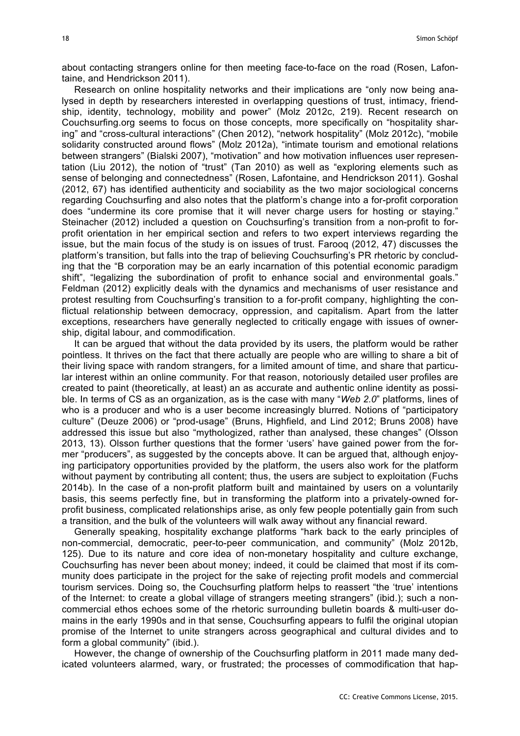about contacting strangers online for then meeting face-to-face on the road (Rosen, Lafontaine, and Hendrickson 2011).

Research on online hospitality networks and their implications are "only now being analysed in depth by researchers interested in overlapping questions of trust, intimacy, friendship, identity, technology, mobility and power" (Molz 2012c, 219). Recent research on Couchsurfing.org seems to focus on those concepts, more specifically on "hospitality sharing" and "cross-cultural interactions" (Chen 2012), "network hospitality" (Molz 2012c), "mobile solidarity constructed around flows" (Molz 2012a), "intimate tourism and emotional relations between strangers" (Bialski 2007), "motivation" and how motivation influences user representation (Liu 2012), the notion of "trust" (Tan 2010) as well as "exploring elements such as sense of belonging and connectedness" (Rosen, Lafontaine, and Hendrickson 2011). Goshal (2012, 67) has identified authenticity and sociability as the two major sociological concerns regarding Couchsurfing and also notes that the platform's change into a for-profit corporation does "undermine its core promise that it will never charge users for hosting or staying." Steinacher (2012) included a question on Couchsurfing's transition from a non-profit to for-profit orientation in her empirical section and refers to two expert interviews regarding the issue, but the main focus of the study is on issues of trust. Farooq (2012, 47) discusses the platform's transition, but falls into the trap of believing Couchsurfing's PR rhetoric by concluding that the "B corporation may be an early incarnation of this potential economic paradigm shift", "legalizing the subordination of profit to enhance social and environmental goals." Feldman (2012) explicitly deals with the dynamics and mechanisms of user resistance and protest resulting from Couchsurfing's transition to a for-profit company, highlighting the conflictual relationship between democracy, oppression, and capitalism. Apart from the latter exceptions, researchers have generally neglected to critically engage with issues of ownership, digital labour, and commodification.

It can be argued that without the data provided by its users, the platform would be rather pointless. It thrives on the fact that there actually are people who are willing to share a bit of their living space with random strangers, for a limited amount of time, and share that particular interest within an online community. For that reason, notoriously detailed user profiles are created to paint (theoretically, at least) an as accurate and authentic online identity as possible. In terms of CS as an organization, as is the case with many "*Web 2.0*" platforms, lines of who is a producer and who is a user become increasingly blurred. Notions of "participatory culture" (Deuze 2006) or "prod-usage" (Bruns, Highfield, and Lind 2012; Bruns 2008) have addressed this issue but also "mythologized, rather than analysed, these changes" (Olsson 2013, 13). Olsson further questions that the former 'users' have gained power from the former "producers", as suggested by the concepts above. It can be argued that, although enjoying participatory opportunities provided by the platform, the users also work for the platform without payment by contributing all content; thus, the users are subject to exploitation (Fuchs 2014b). In the case of a non-profit platform built and maintained by users on a voluntarily basis, this seems perfectly fine, but in transforming the platform into a privately-owned for-profit business, complicated relationships arise, as only few people potentially gain from such a transition, and the bulk of the volunteers will walk away without any financial reward.

Generally speaking, hospitality exchange platforms "hark back to the early principles of non-commercial, democratic, peer-to-peer communication, and community" (Molz 2012b, 125). Due to its nature and core idea of non-monetary hospitality and culture exchange, Couchsurfing has never been about money; indeed, it could be claimed that most if its community does participate in the project for the sake of rejecting profit models and commercial tourism services. Doing so, the Couchsurfing platform helps to reassert "the 'true' intentions of the Internet: to create a global village of strangers meeting strangers" (ibid.); such a non-commercial ethos echoes some of the rhetoric surrounding bulletin boards & multi-user domains in the early 1990s and in that sense, Couchsurfing appears to fulfil the original utopian promise of the Internet to unite strangers across geographical and cultural divides and to form a global community" (ibid.).

However, the change of ownership of the Couchsurfing platform in 2011 made many dedicated volunteers alarmed, wary, or frustrated; the processes of commodification that hap-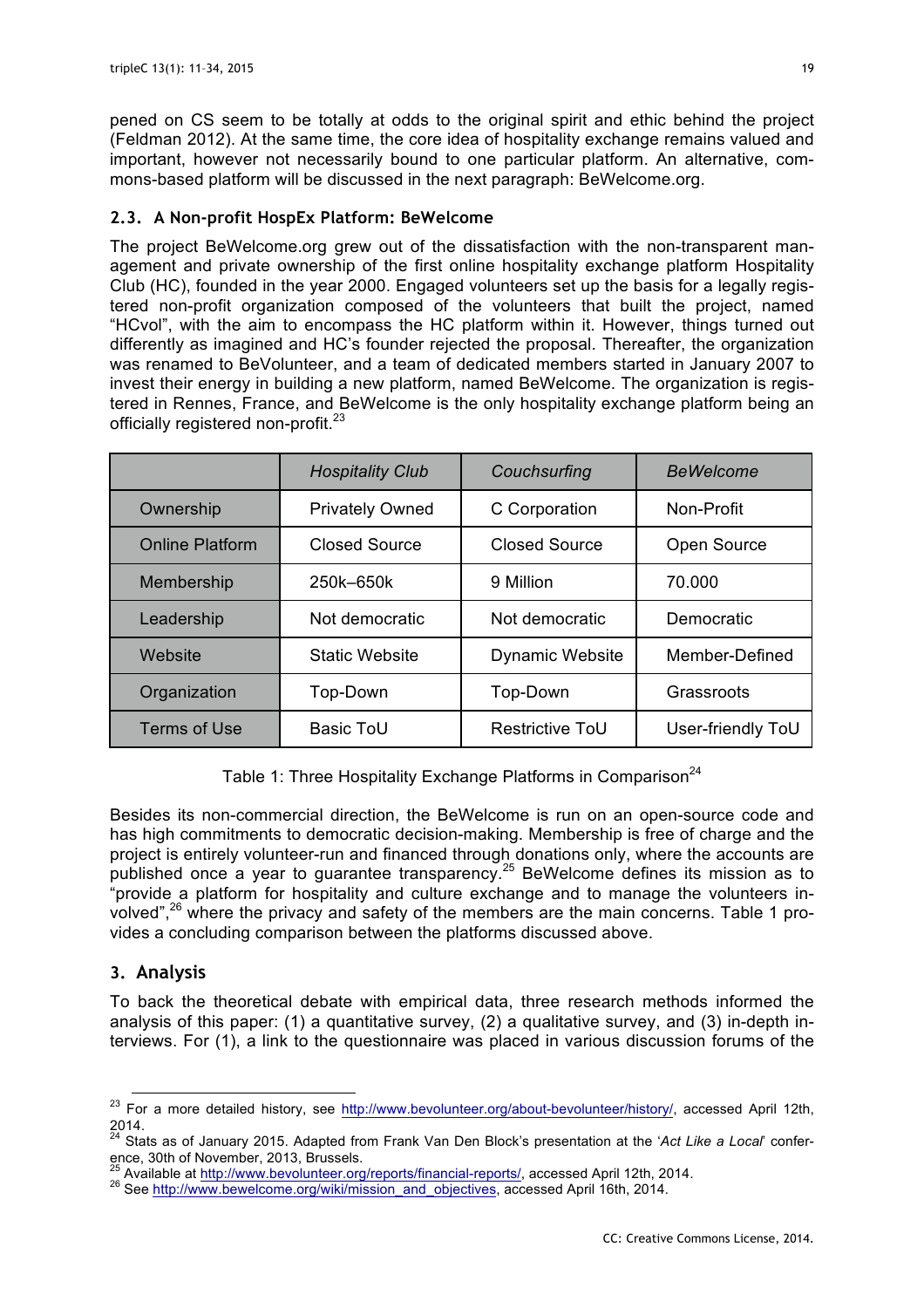pened on CS seem to be totally at odds to the original spirit and ethic behind the project (Feldman 2012). At the same time, the core idea of hospitality exchange remains valued and important, however not necessarily bound to one particular platform. An alternative, commons-based platform will be discussed in the next paragraph: BeWelcome.org.

### 2.3. A Non-profit HospEx Platform: BeWelcome

The project BeWelcome.org grew out of the dissatisfaction with the non-transparent management and private ownership of the first online hospitality exchange platform Hospitality Club (HC), founded in the year 2000. Engaged volunteers set up the basis for a legally registered non-profit organization composed of the volunteers that built the project, named "HCvol", with the aim to encompass the HC platform within it. However, things turned out differently as imagined and HC's founder rejected the proposal. Thereafter, the organization was renamed to BeVolunteer, and a team of dedicated members started in January 2007 to invest their energy in building a new platform, named BeWelcome. The organization is registered in Rennes, France, and BeWelcome is the only hospitality exchange platform being an officially registered non-profit.[23]

| | *Hospitality Club* | *Couchsurfing* | *BeWelcome* |
|---|---|---|---|
| Ownership | Privately Owned | C Corporation | Non-Profit |
| Online Platform | Closed Source | Closed Source | Open Source |
| Membership | 250k–650k | 9 Million | 70.000 |
| Leadership | Not democratic | Not democratic | Democratic |
| Website | Static Website | Dynamic Website | Member-Defined |
| Organization | Top-Down | Top-Down | Grassroots |
| Terms of Use | Basic ToU | Restrictive ToU | User-friendly ToU |

Table 1: Three Hospitality Exchange Platforms in Comparison[24]

Besides its non-commercial direction, the BeWelcome is run on an open-source code and has high commitments to democratic decision-making. Membership is free of charge and the project is entirely volunteer-run and financed through donations only, where the accounts are published once a year to guarantee transparency.[25] BeWelcome defines its mission as to "provide a platform for hospitality and culture exchange and to manage the volunteers involved",[26] where the privacy and safety of the members are the main concerns. Table 1 provides a concluding comparison between the platforms discussed above.

## 3. Analysis

To back the theoretical debate with empirical data, three research methods informed the analysis of this paper: (1) a quantitative survey, (2) a qualitative survey, and (3) in-depth interviews. For (1), a link to the questionnaire was placed in various discussion forums of the

---

[23] For a more detailed history, see http://www.bevolunteer.org/about-bevolunteer/history/, accessed April 12th, 2014.

[24] Stats as of January 2015. Adapted from Frank Van Den Block's presentation at the '*Act Like a Local*' conference, 30th of November, 2013, Brussels.

[25] Available at http://www.bevolunteer.org/reports/financial-reports/, accessed April 12th, 2014.

[26] See http://www.bewelcome.org/wiki/mission_and_objectives, accessed April 16th, 2014.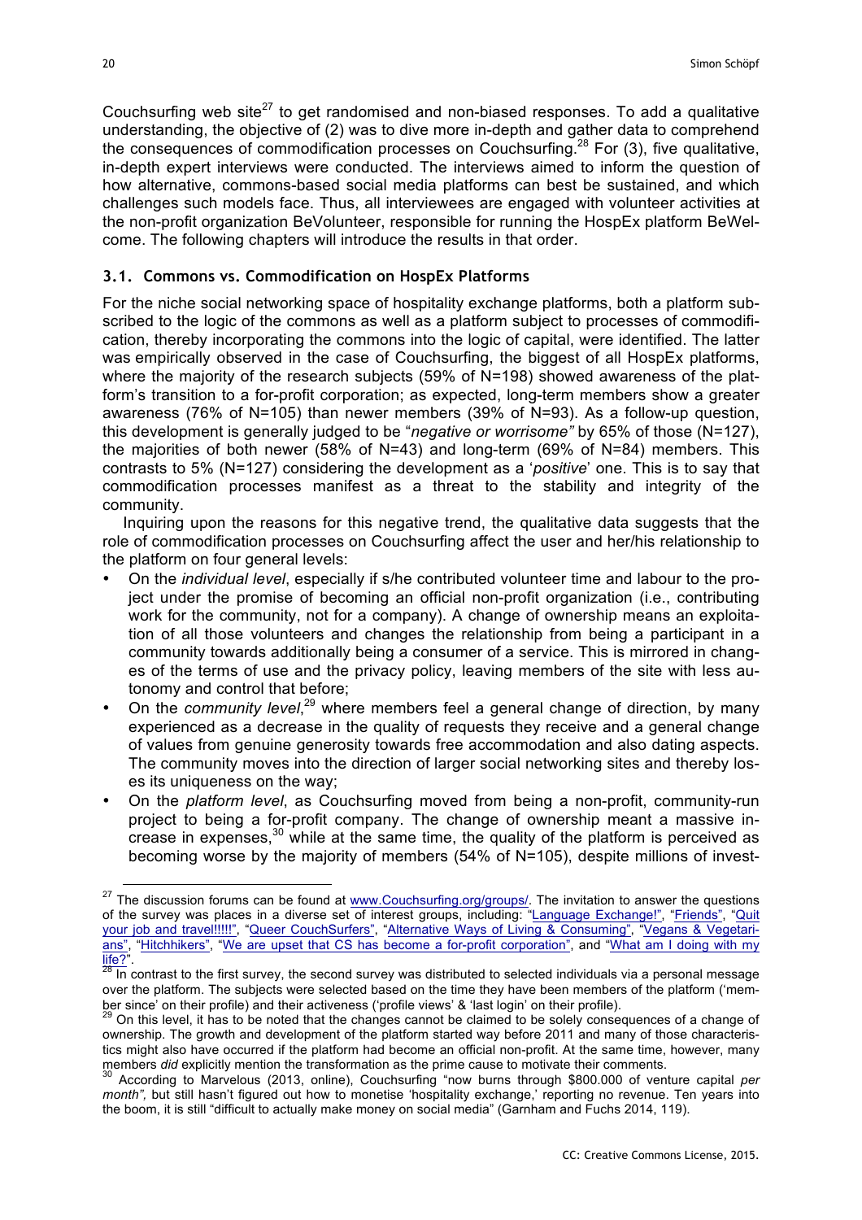Couchsurfing web site[27] to get randomised and non-biased responses. To add a qualitative understanding, the objective of (2) was to dive more in-depth and gather data to comprehend the consequences of commodification processes on Couchsurfing.[28] For (3), five qualitative, in-depth expert interviews were conducted. The interviews aimed to inform the question of how alternative, commons-based social media platforms can best be sustained, and which challenges such models face. Thus, all interviewees are engaged with volunteer activities at the non-profit organization BeVolunteer, responsible for running the HospEx platform BeWelcome. The following chapters will introduce the results in that order.

### 3.1. Commons vs. Commodification on HospEx Platforms

For the niche social networking space of hospitality exchange platforms, both a platform subscribed to the logic of the commons as well as a platform subject to processes of commodification, thereby incorporating the commons into the logic of capital, were identified. The latter was empirically observed in the case of Couchsurfing, the biggest of all HospEx platforms, where the majority of the research subjects (59% of N=198) showed awareness of the platform's transition to a for-profit corporation; as expected, long-term members show a greater awareness (76% of N=105) than newer members (39% of N=93). As a follow-up question, this development is generally judged to be "*negative or worrisome"* by 65% of those (N=127), the majorities of both newer (58% of N=43) and long-term (69% of N=84) members. This contrasts to 5% (N=127) considering the development as a '*positive*' one. This is to say that commodification processes manifest as a threat to the stability and integrity of the community.

Inquiring upon the reasons for this negative trend, the qualitative data suggests that the role of commodification processes on Couchsurfing affect the user and her/his relationship to the platform on four general levels:

- On the *individual level*, especially if s/he contributed volunteer time and labour to the project under the promise of becoming an official non-profit organization (i.e., contributing work for the community, not for a company). A change of ownership means an exploitation of all those volunteers and changes the relationship from being a participant in a community towards additionally being a consumer of a service. This is mirrored in changes of the terms of use and the privacy policy, leaving members of the site with less autonomy and control that before;
- On the *community level*,[29] where members feel a general change of direction, by many experienced as a decrease in the quality of requests they receive and a general change of values from genuine generosity towards free accommodation and also dating aspects. The community moves into the direction of larger social networking sites and thereby loses its uniqueness on the way;
- On the *platform level*, as Couchsurfing moved from being a non-profit, community-run project to being a for-profit company. The change of ownership meant a massive increase in expenses,[30] while at the same time, the quality of the platform is perceived as becoming worse by the majority of members (54% of N=105), despite millions of invest-

---

[27] The discussion forums can be found at www.Couchsurfing.org/groups/. The invitation to answer the questions of the survey was places in a diverse set of interest groups, including: "Language Exchange!", "Friends", "Quit your job and travel!!!!!", "Queer CouchSurfers", "Alternative Ways of Living & Consuming", "Vegans & Vegetarians", "Hitchhikers", "We are upset that CS has become a for-profit corporation", and "What am I doing with my life?".

[28] In contrast to the first survey, the second survey was distributed to selected individuals via a personal message over the platform. The subjects were selected based on the time they have been members of the platform ('member since' on their profile) and their activeness ('profile views' & 'last login' on their profile).

[29] On this level, it has to be noted that the changes cannot be claimed to be solely consequences of a change of ownership. The growth and development of the platform started way before 2011 and many of those characteristics might also have occurred if the platform had become an official non-profit. At the same time, however, many members *did* explicitly mention the transformation as the prime cause to motivate their comments.

[30] According to Marvelous (2013, online), Couchsurfing "now burns through $800.000 of venture capital *per month",* but still hasn't figured out how to monetise 'hospitality exchange,' reporting no revenue. Ten years into the boom, it is still "difficult to actually make money on social media" (Garnham and Fuchs 2014, 119).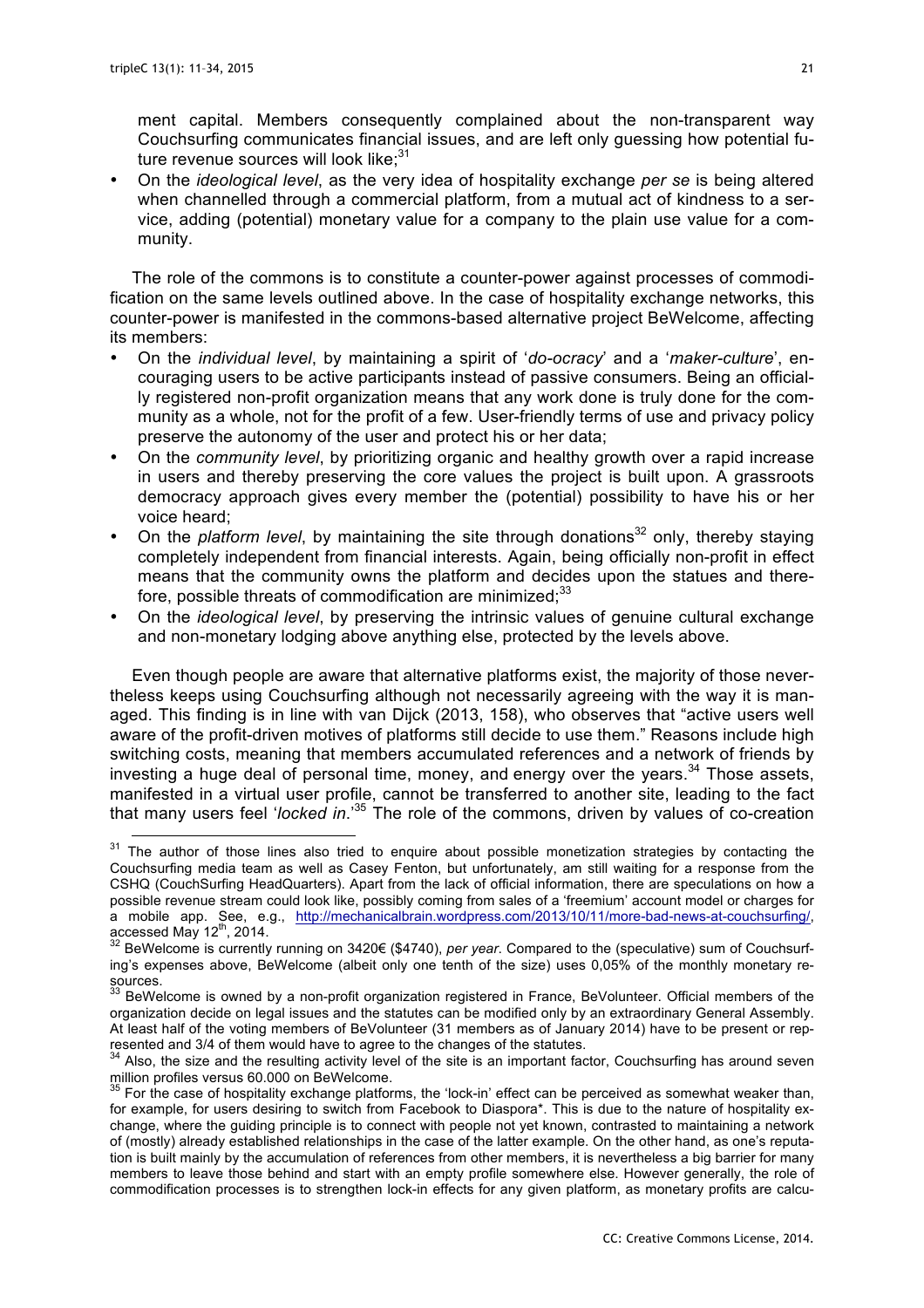ment capital. Members consequently complained about the non-transparent way Couchsurfing communicates financial issues, and are left only guessing how potential future revenue sources will look like;[31]

- On the *ideological level*, as the very idea of hospitality exchange *per se* is being altered when channelled through a commercial platform, from a mutual act of kindness to a service, adding (potential) monetary value for a company to the plain use value for a community.

The role of the commons is to constitute a counter-power against processes of commodification on the same levels outlined above. In the case of hospitality exchange networks, this counter-power is manifested in the commons-based alternative project BeWelcome, affecting its members:

- On the *individual level*, by maintaining a spirit of '*do-ocracy*' and a '*maker-culture*', encouraging users to be active participants instead of passive consumers. Being an officially registered non-profit organization means that any work done is truly done for the community as a whole, not for the profit of a few. User-friendly terms of use and privacy policy preserve the autonomy of the user and protect his or her data;
- On the *community level*, by prioritizing organic and healthy growth over a rapid increase in users and thereby preserving the core values the project is built upon. A grassroots democracy approach gives every member the (potential) possibility to have his or her voice heard;
- On the *platform level*, by maintaining the site through donations[32] only, thereby staying completely independent from financial interests. Again, being officially non-profit in effect means that the community owns the platform and decides upon the statues and therefore, possible threats of commodification are minimized;[33]
- On the *ideological level*, by preserving the intrinsic values of genuine cultural exchange and non-monetary lodging above anything else, protected by the levels above.

Even though people are aware that alternative platforms exist, the majority of those nevertheless keeps using Couchsurfing although not necessarily agreeing with the way it is managed. This finding is in line with van Dijck (2013, 158), who observes that "active users well aware of the profit-driven motives of platforms still decide to use them." Reasons include high switching costs, meaning that members accumulated references and a network of friends by investing a huge deal of personal time, money, and energy over the years.[34] Those assets, manifested in a virtual user profile, cannot be transferred to another site, leading to the fact that many users feel '*locked in*.'[35] The role of the commons, driven by values of co-creation

---

[31] The author of those lines also tried to enquire about possible monetization strategies by contacting the Couchsurfing media team as well as Casey Fenton, but unfortunately, am still waiting for a response from the CSHQ (CouchSurfing HeadQuarters). Apart from the lack of official information, there are speculations on how a possible revenue stream could look like, possibly coming from sales of a 'freemium' account model or charges for a mobile app. See, e.g., http://mechanicalbrain.wordpress.com/2013/10/11/more-bad-news-at-couchsurfing/, accessed May 12th, 2014.

[32] BeWelcome is currently running on 3420€ ($4740), *per year*. Compared to the (speculative) sum of Couchsurfing's expenses above, BeWelcome (albeit only one tenth of the size) uses 0,05% of the monthly monetary resources.

[33] BeWelcome is owned by a non-profit organization registered in France, BeVolunteer. Official members of the organization decide on legal issues and the statutes can be modified only by an extraordinary General Assembly. At least half of the voting members of BeVolunteer (31 members as of January 2014) have to be present or represented and 3/4 of them would have to agree to the changes of the statutes.

[34] Also, the size and the resulting activity level of the site is an important factor, Couchsurfing has around seven million profiles versus 60.000 on BeWelcome.

[35] For the case of hospitality exchange platforms, the 'lock-in' effect can be perceived as somewhat weaker than, for example, for users desiring to switch from Facebook to Diaspora*. This is due to the nature of hospitality exchange, where the guiding principle is to connect with people not yet known, contrasted to maintaining a network of (mostly) already established relationships in the case of the latter example. On the other hand, as one's reputation is built mainly by the accumulation of references from other members, it is nevertheless a big barrier for many members to leave those behind and start with an empty profile somewhere else. However generally, the role of commodification processes is to strengthen lock-in effects for any given platform, as monetary profits are calcu-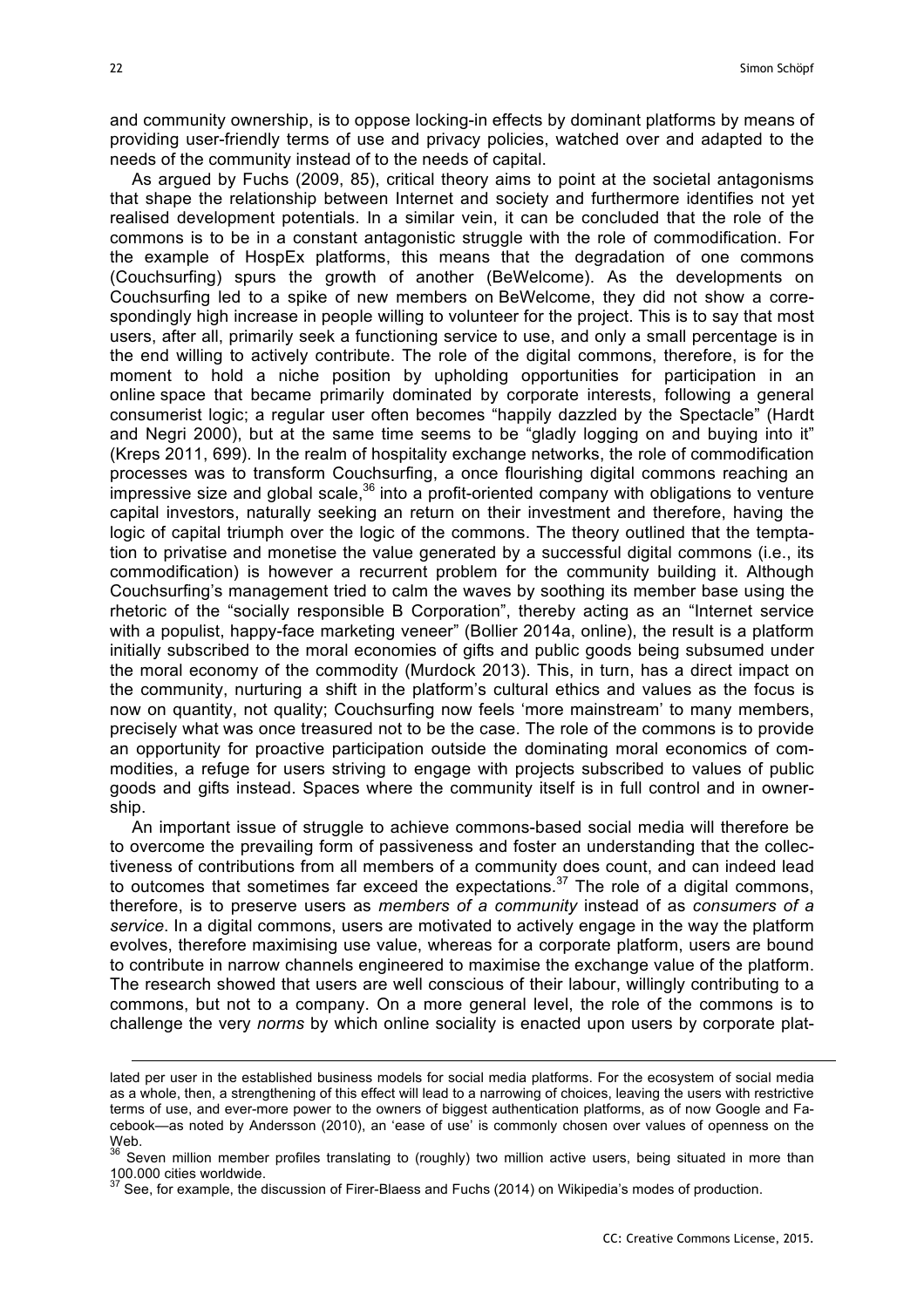and community ownership, is to oppose locking-in effects by dominant platforms by means of providing user-friendly terms of use and privacy policies, watched over and adapted to the needs of the community instead of to the needs of capital.

As argued by Fuchs (2009, 85), critical theory aims to point at the societal antagonisms that shape the relationship between Internet and society and furthermore identifies not yet realised development potentials. In a similar vein, it can be concluded that the role of the commons is to be in a constant antagonistic struggle with the role of commodification. For the example of HospEx platforms, this means that the degradation of one commons (Couchsurfing) spurs the growth of another (BeWelcome). As the developments on Couchsurfing led to a spike of new members on BeWelcome, they did not show a correspondingly high increase in people willing to volunteer for the project. This is to say that most users, after all, primarily seek a functioning service to use, and only a small percentage is in the end willing to actively contribute. The role of the digital commons, therefore, is for the moment to hold a niche position by upholding opportunities for participation in an online space that became primarily dominated by corporate interests, following a general consumerist logic; a regular user often becomes "happily dazzled by the Spectacle" (Hardt and Negri 2000), but at the same time seems to be "gladly logging on and buying into it" (Kreps 2011, 699). In the realm of hospitality exchange networks, the role of commodification processes was to transform Couchsurfing, a once flourishing digital commons reaching an impressive size and global scale,[36] into a profit-oriented company with obligations to venture capital investors, naturally seeking an return on their investment and therefore, having the logic of capital triumph over the logic of the commons. The theory outlined that the temptation to privatise and monetise the value generated by a successful digital commons (i.e., its commodification) is however a recurrent problem for the community building it. Although Couchsurfing's management tried to calm the waves by soothing its member base using the rhetoric of the "socially responsible B Corporation", thereby acting as an "Internet service with a populist, happy-face marketing veneer" (Bollier 2014a, online), the result is a platform initially subscribed to the moral economies of gifts and public goods being subsumed under the moral economy of the commodity (Murdock 2013). This, in turn, has a direct impact on the community, nurturing a shift in the platform's cultural ethics and values as the focus is now on quantity, not quality; Couchsurfing now feels 'more mainstream' to many members, precisely what was once treasured not to be the case. The role of the commons is to provide an opportunity for proactive participation outside the dominating moral economics of commodities, a refuge for users striving to engage with projects subscribed to values of public goods and gifts instead. Spaces where the community itself is in full control and in ownership.

An important issue of struggle to achieve commons-based social media will therefore be to overcome the prevailing form of passiveness and foster an understanding that the collectiveness of contributions from all members of a community does count, and can indeed lead to outcomes that sometimes far exceed the expectations.[37] The role of a digital commons, therefore, is to preserve users as *members of a community* instead of as *consumers of a service*. In a digital commons, users are motivated to actively engage in the way the platform evolves, therefore maximising use value, whereas for a corporate platform, users are bound to contribute in narrow channels engineered to maximise the exchange value of the platform. The research showed that users are well conscious of their labour, willingly contributing to a commons, but not to a company. On a more general level, the role of the commons is to challenge the very *norms* by which online sociality is enacted upon users by corporate plat-

---

lated per user in the established business models for social media platforms. For the ecosystem of social media as a whole, then, a strengthening of this effect will lead to a narrowing of choices, leaving the users with restrictive terms of use, and ever-more power to the owners of biggest authentication platforms, as of now Google and Facebook—as noted by Andersson (2010), an 'ease of use' is commonly chosen over values of openness on the Web.

[36] Seven million member profiles translating to (roughly) two million active users, being situated in more than 100.000 cities worldwide.

[37] See, for example, the discussion of Firer-Blaess and Fuchs (2014) on Wikipedia's modes of production.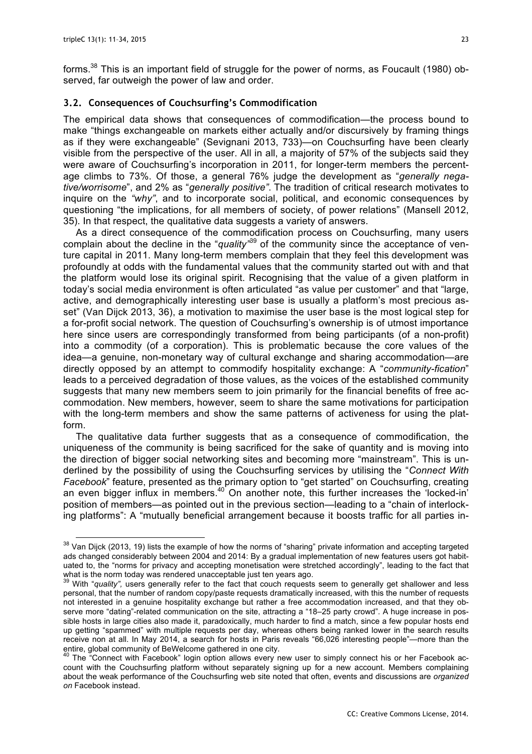forms.[38] This is an important field of struggle for the power of norms, as Foucault (1980) observed, far outweigh the power of law and order.

### 3.2. Consequences of Couchsurfing's Commodification

The empirical data shows that consequences of commodification—the process bound to make "things exchangeable on markets either actually and/or discursively by framing things as if they were exchangeable" (Sevignani 2013, 733)—on Couchsurfing have been clearly visible from the perspective of the user. All in all, a majority of 57% of the subjects said they were aware of Couchsurfing's incorporation in 2011, for longer-term members the percentage climbs to 73%. Of those, a general 76% judge the development as "*generally negative/worrisome*", and 2% as "*generally positive"*. The tradition of critical research motivates to inquire on the *"why"*, and to incorporate social, political, and economic consequences by questioning "the implications, for all members of society, of power relations" (Mansell 2012, 35). In that respect, the qualitative data suggests a variety of answers.

As a direct consequence of the commodification process on Couchsurfing, many users complain about the decline in the "*quality*"[39] of the community since the acceptance of venture capital in 2011. Many long-term members complain that they feel this development was profoundly at odds with the fundamental values that the community started out with and that the platform would lose its original spirit. Recognising that the value of a given platform in today's social media environment is often articulated "as value per customer" and that "large, active, and demographically interesting user base is usually a platform's most precious asset" (Van Dijck 2013, 36), a motivation to maximise the user base is the most logical step for a for-profit social network. The question of Couchsurfing's ownership is of utmost importance here since users are correspondingly transformed from being participants (of a non-profit) into a commodity (of a corporation). This is problematic because the core values of the idea—a genuine, non-monetary way of cultural exchange and sharing accommodation—are directly opposed by an attempt to commodify hospitality exchange: A "*community-fication*" leads to a perceived degradation of those values, as the voices of the established community suggests that many new members seem to join primarily for the financial benefits of free accommodation. New members, however, seem to share the same motivations for participation with the long-term members and show the same patterns of activeness for using the platform.

The qualitative data further suggests that as a consequence of commodification, the uniqueness of the community is being sacrificed for the sake of quantity and is moving into the direction of bigger social networking sites and becoming more "mainstream". This is underlined by the possibility of using the Couchsurfing services by utilising the "*Connect With Facebook*" feature, presented as the primary option to "get started" on Couchsurfing, creating an even bigger influx in members.[40] On another note, this further increases the 'locked-in' position of members—as pointed out in the previous section—leading to a "chain of interlocking platforms": A "mutually beneficial arrangement because it boosts traffic for all parties in-

---

[38] Van Dijck (2013, 19) lists the example of how the norms of "sharing" private information and accepting targeted ads changed considerably between 2004 and 2014: By a gradual implementation of new features users got habituated to, the "norms for privacy and accepting monetisation were stretched accordingly", leading to the fact that what is the norm today was rendered unacceptable just ten years ago.

[39] With "*quality"*, users generally refer to the fact that couch requests seem to generally get shallower and less personal, that the number of random copy/paste requests dramatically increased, with this the number of requests not interested in a genuine hospitality exchange but rather a free accommodation increased, and that they observe more "dating"-related communication on the site, attracting a "18–25 party crowd". A huge increase in possible hosts in large cities also made it, paradoxically, much harder to find a match, since a few popular hosts end up getting "spammed" with multiple requests per day, whereas others being ranked lower in the search results receive non at all. In May 2014, a search for hosts in Paris reveals "66,026 interesting people"—more than the entire, global community of BeWelcome gathered in one city.

[40] The "Connect with Facebook" login option allows every new user to simply connect his or her Facebook account with the Couchsurfing platform without separately signing up for a new account. Members complaining about the weak performance of the Couchsurfing web site noted that often, events and discussions are *organized on* Facebook instead.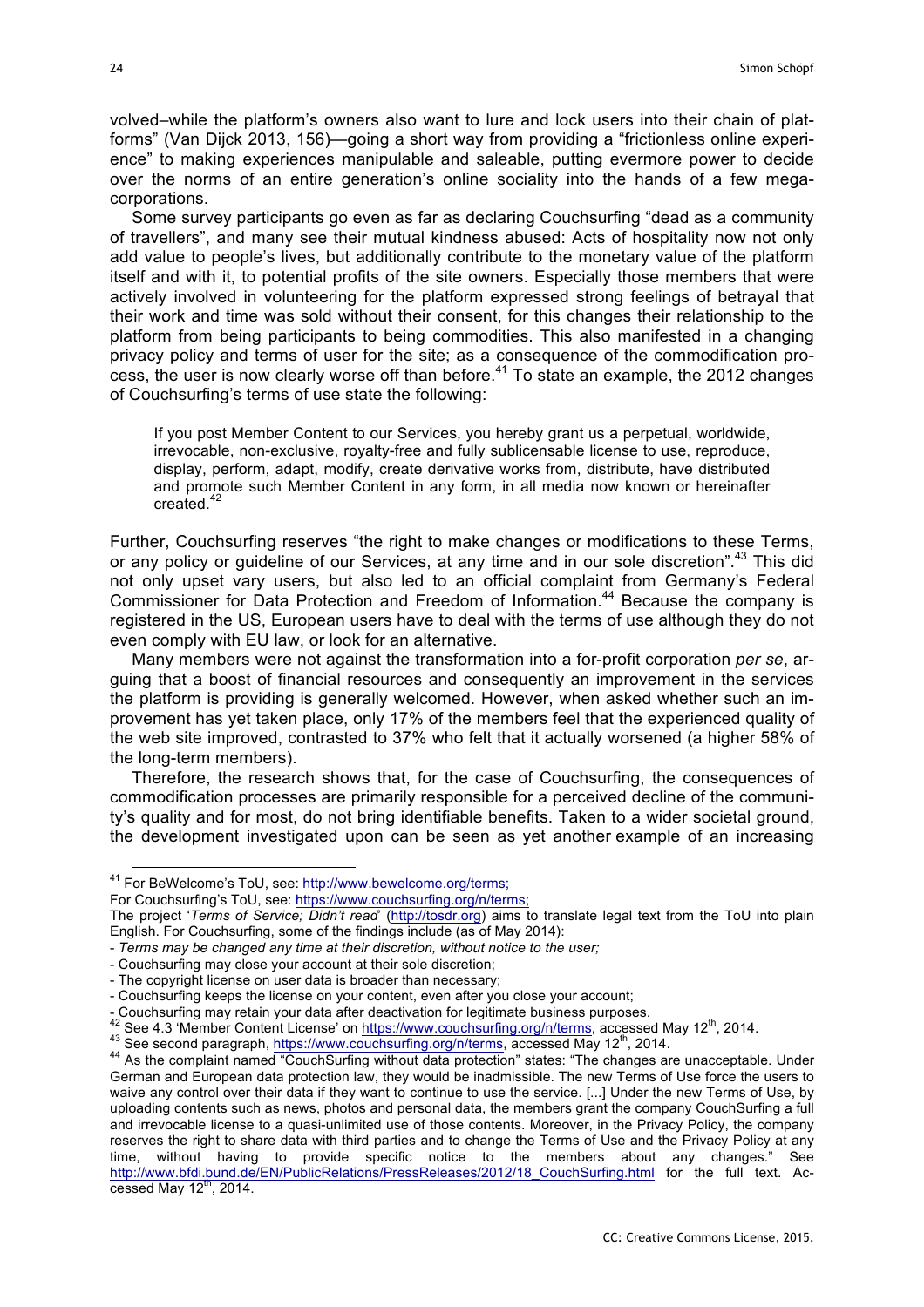volved–while the platform's owners also want to lure and lock users into their chain of platforms" (Van Dijck 2013, 156)—going a short way from providing a "frictionless online experience" to making experiences manipulable and saleable, putting evermore power to decide over the norms of an entire generation's online sociality into the hands of a few mega-corporations.

Some survey participants go even as far as declaring Couchsurfing "dead as a community of travellers", and many see their mutual kindness abused: Acts of hospitality now not only add value to people's lives, but additionally contribute to the monetary value of the platform itself and with it, to potential profits of the site owners. Especially those members that were actively involved in volunteering for the platform expressed strong feelings of betrayal that their work and time was sold without their consent, for this changes their relationship to the platform from being participants to being commodities. This also manifested in a changing privacy policy and terms of user for the site; as a consequence of the commodification process, the user is now clearly worse off than before.[41] To state an example, the 2012 changes of Couchsurfing's terms of use state the following:

> If you post Member Content to our Services, you hereby grant us a perpetual, worldwide, irrevocable, non-exclusive, royalty-free and fully sublicensable license to use, reproduce, display, perform, adapt, modify, create derivative works from, distribute, have distributed and promote such Member Content in any form, in all media now known or hereinafter created.[42]

Further, Couchsurfing reserves "the right to make changes or modifications to these Terms, or any policy or guideline of our Services, at any time and in our sole discretion".[43] This did not only upset vary users, but also led to an official complaint from Germany's Federal Commissioner for Data Protection and Freedom of Information.[44] Because the company is registered in the US, European users have to deal with the terms of use although they do not even comply with EU law, or look for an alternative.

Many members were not against the transformation into a for-profit corporation *per se*, arguing that a boost of financial resources and consequently an improvement in the services the platform is providing is generally welcomed. However, when asked whether such an improvement has yet taken place, only 17% of the members feel that the experienced quality of the web site improved, contrasted to 37% who felt that it actually worsened (a higher 58% of the long-term members).

Therefore, the research shows that, for the case of Couchsurfing, the consequences of commodification processes are primarily responsible for a perceived decline of the community's quality and for most, do not bring identifiable benefits. Taken to a wider societal ground, the development investigated upon can be seen as yet another example of an increasing

---

[41] For BeWelcome's ToU, see: http://www.bewelcome.org/terms;
For Couchsurfing's ToU, see: https://www.couchsurfing.org/n/terms;
The project '*Terms of Service; Didn't read*' (http://tosdr.org) aims to translate legal text from the ToU into plain English. For Couchsurfing, some of the findings include (as of May 2014):
- *Terms may be changed any time at their discretion, without notice to the user;*
- Couchsurfing may close your account at their sole discretion;
- The copyright license on user data is broader than necessary;
- Couchsurfing keeps the license on your content, even after you close your account;
- Couchsurfing may retain your data after deactivation for legitimate business purposes.

[42] See 4.3 'Member Content License' on https://www.couchsurfing.org/n/terms, accessed May 12th, 2014.

[43] See second paragraph, https://www.couchsurfing.org/n/terms, accessed May 12th, 2014.

[44] As the complaint named "CouchSurfing without data protection" states: "The changes are unacceptable. Under German and European data protection law, they would be inadmissible. The new Terms of Use force the users to waive any control over their data if they want to continue to use the service. [...] Under the new Terms of Use, by uploading contents such as news, photos and personal data, the members grant the company CouchSurfing a full and irrevocable license to a quasi-unlimited use of those contents. Moreover, in the Privacy Policy, the company reserves the right to share data with third parties and to change the Terms of Use and the Privacy Policy at any time, without having to provide specific notice to the members about any changes." See http://www.bfdi.bund.de/EN/PublicRelations/PressReleases/2012/18_CouchSurfing.html for the full text. Accessed May 12th, 2014.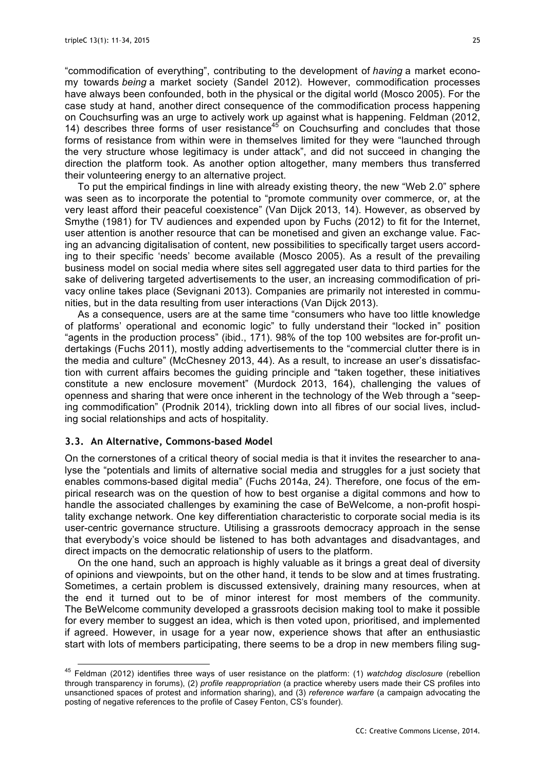"commodification of everything", contributing to the development of *having* a market economy towards *being* a market society (Sandel 2012). However, commodification processes have always been confounded, both in the physical or the digital world (Mosco 2005). For the case study at hand, another direct consequence of the commodification process happening on Couchsurfing was an urge to actively work up against what is happening. Feldman (2012, 14) describes three forms of user resistance[45] on Couchsurfing and concludes that those forms of resistance from within were in themselves limited for they were "launched through the very structure whose legitimacy is under attack", and did not succeed in changing the direction the platform took. As another option altogether, many members thus transferred their volunteering energy to an alternative project.

To put the empirical findings in line with already existing theory, the new "Web 2.0" sphere was seen as to incorporate the potential to "promote community over commerce, or, at the very least afford their peaceful coexistence" (Van Dijck 2013, 14). However, as observed by Smythe (1981) for TV audiences and expended upon by Fuchs (2012) to fit for the Internet, user attention is another resource that can be monetised and given an exchange value. Facing an advancing digitalisation of content, new possibilities to specifically target users according to their specific 'needs' become available (Mosco 2005). As a result of the prevailing business model on social media where sites sell aggregated user data to third parties for the sake of delivering targeted advertisements to the user, an increasing commodification of privacy online takes place (Sevignani 2013). Companies are primarily not interested in communities, but in the data resulting from user interactions (Van Dijck 2013).

As a consequence, users are at the same time "consumers who have too little knowledge of platforms' operational and economic logic" to fully understand their "locked in" position "agents in the production process" (ibid., 171). 98% of the top 100 websites are for-profit undertakings (Fuchs 2011), mostly adding advertisements to the "commercial clutter there is in the media and culture" (McChesney 2013, 44). As a result, to increase an user's dissatisfaction with current affairs becomes the guiding principle and "taken together, these initiatives constitute a new enclosure movement" (Murdock 2013, 164), challenging the values of openness and sharing that were once inherent in the technology of the Web through a "seeping commodification" (Prodnik 2014), trickling down into all fibres of our social lives, including social relationships and acts of hospitality.

### 3.3. An Alternative, Commons-based Model

On the cornerstones of a critical theory of social media is that it invites the researcher to analyse the "potentials and limits of alternative social media and struggles for a just society that enables commons-based digital media" (Fuchs 2014a, 24). Therefore, one focus of the empirical research was on the question of how to best organise a digital commons and how to handle the associated challenges by examining the case of BeWelcome, a non-profit hospitality exchange network. One key differentiation characteristic to corporate social media is its user-centric governance structure. Utilising a grassroots democracy approach in the sense that everybody's voice should be listened to has both advantages and disadvantages, and direct impacts on the democratic relationship of users to the platform.

On the one hand, such an approach is highly valuable as it brings a great deal of diversity of opinions and viewpoints, but on the other hand, it tends to be slow and at times frustrating. Sometimes, a certain problem is discussed extensively, draining many resources, when at the end it turned out to be of minor interest for most members of the community. The BeWelcome community developed a grassroots decision making tool to make it possible for every member to suggest an idea, which is then voted upon, prioritised, and implemented if agreed. However, in usage for a year now, experience shows that after an enthusiastic start with lots of members participating, there seems to be a drop in new members filing sug-

---

[45] Feldman (2012) identifies three ways of user resistance on the platform: (1) *watchdog disclosure* (rebellion through transparency in forums), (2) *profile reappropriation* (a practice whereby users made their CS profiles into unsanctioned spaces of protest and information sharing), and (3) *reference warfare* (a campaign advocating the posting of negative references to the profile of Casey Fenton, CS's founder).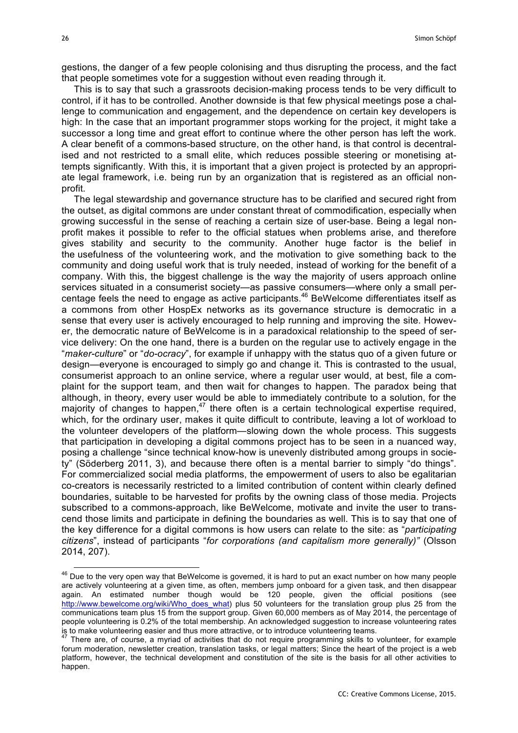gestions, the danger of a few people colonising and thus disrupting the process, and the fact that people sometimes vote for a suggestion without even reading through it.

This is to say that such a grassroots decision-making process tends to be very difficult to control, if it has to be controlled. Another downside is that few physical meetings pose a challenge to communication and engagement, and the dependence on certain key developers is high: In the case that an important programmer stops working for the project, it might take a successor a long time and great effort to continue where the other person has left the work. A clear benefit of a commons-based structure, on the other hand, is that control is decentralised and not restricted to a small elite, which reduces possible steering or monetising attempts significantly. With this, it is important that a given project is protected by an appropriate legal framework, i.e. being run by an organization that is registered as an official nonprofit.

The legal stewardship and governance structure has to be clarified and secured right from the outset, as digital commons are under constant threat of commodification, especially when growing successful in the sense of reaching a certain size of user-base. Being a legal nonprofit makes it possible to refer to the official statues when problems arise, and therefore gives stability and security to the community. Another huge factor is the belief in the usefulness of the volunteering work, and the motivation to give something back to the community and doing useful work that is truly needed, instead of working for the benefit of a company. With this, the biggest challenge is the way the majority of users approach online services situated in a consumerist society—as passive consumers—where only a small percentage feels the need to engage as active participants.[46] BeWelcome differentiates itself as a commons from other HospEx networks as its governance structure is democratic in a sense that every user is actively encouraged to help running and improving the site. However, the democratic nature of BeWelcome is in a paradoxical relationship to the speed of service delivery: On the one hand, there is a burden on the regular use to actively engage in the "*maker-culture*" or "*do-ocracy*", for example if unhappy with the status quo of a given future or design—everyone is encouraged to simply go and change it. This is contrasted to the usual, consumerist approach to an online service, where a regular user would, at best, file a complaint for the support team, and then wait for changes to happen. The paradox being that although, in theory, every user would be able to immediately contribute to a solution, for the majority of changes to happen,[47] there often is a certain technological expertise required, which, for the ordinary user, makes it quite difficult to contribute, leaving a lot of workload to the volunteer developers of the platform—slowing down the whole process. This suggests that participation in developing a digital commons project has to be seen in a nuanced way, posing a challenge "since technical know-how is unevenly distributed among groups in society" (Söderberg 2011, 3), and because there often is a mental barrier to simply "do things". For commercialized social media platforms, the empowerment of users to also be egalitarian co-creators is necessarily restricted to a limited contribution of content within clearly defined boundaries, suitable to be harvested for profits by the owning class of those media. Projects subscribed to a commons-approach, like BeWelcome, motivate and invite the user to transcend those limits and participate in defining the boundaries as well. This is to say that one of the key difference for a digital commons is how users can relate to the site: as "*participating citizens*", instead of participants "*for corporations (and capitalism more generally)*" (Olsson 2014, 207).

[46] Due to the very open way that BeWelcome is governed, it is hard to put an exact number on how many people are actively volunteering at a given time, as often, members jump onboard for a given task, and then disappear again. An estimated number though would be 120 people, given the official positions (see http://www.bewelcome.org/wiki/Who_does_what) plus 50 volunteers for the translation group plus 25 from the communications team plus 15 from the support group. Given 60,000 members as of May 2014, the percentage of people volunteering is 0.2% of the total membership. An acknowledged suggestion to increase volunteering rates is to make volunteering easier and thus more attractive, or to introduce volunteering teams.

[47] There are, of course, a myriad of activities that do not require programming skills to volunteer, for example forum moderation, newsletter creation, translation tasks, or legal matters; Since the heart of the project is a web platform, however, the technical development and constitution of the site is the basis for all other activities to happen.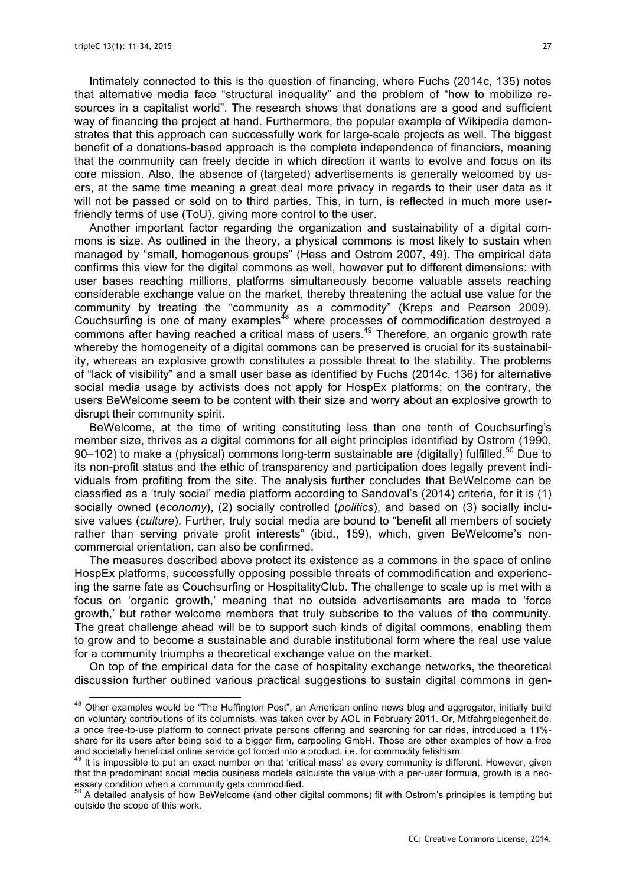Intimately connected to this is the question of financing, where Fuchs (2014c, 135) notes that alternative media face "structural inequality" and the problem of "how to mobilize resources in a capitalist world". The research shows that donations are a good and sufficient way of financing the project at hand. Furthermore, the popular example of Wikipedia demonstrates that this approach can successfully work for large-scale projects as well. The biggest benefit of a donations-based approach is the complete independence of financiers, meaning that the community can freely decide in which direction it wants to evolve and focus on its core mission. Also, the absence of (targeted) advertisements is generally welcomed by users, at the same time meaning a great deal more privacy in regards to their user data as it will not be passed or sold on to third parties. This, in turn, is reflected in much more user-friendly terms of use (ToU), giving more control to the user.

Another important factor regarding the organization and sustainability of a digital commons is size. As outlined in the theory, a physical commons is most likely to sustain when managed by "small, homogenous groups" (Hess and Ostrom 2007, 49). The empirical data confirms this view for the digital commons as well, however put to different dimensions: with user bases reaching millions, platforms simultaneously become valuable assets reaching considerable exchange value on the market, thereby threatening the actual use value for the community by treating the "community as a commodity" (Kreps and Pearson 2009). Couchsurfing is one of many examples[48] where processes of commodification destroyed a commons after having reached a critical mass of users.[49] Therefore, an organic growth rate whereby the homogeneity of a digital commons can be preserved is crucial for its sustainability, whereas an explosive growth constitutes a possible threat to the stability. The problems of "lack of visibility" and a small user base as identified by Fuchs (2014c, 136) for alternative social media usage by activists does not apply for HospEx platforms; on the contrary, the users BeWelcome seem to be content with their size and worry about an explosive growth to disrupt their community spirit.

BeWelcome, at the time of writing constituting less than one tenth of Couchsurfing's member size, thrives as a digital commons for all eight principles identified by Ostrom (1990, 90–102) to make a (physical) commons long-term sustainable are (digitally) fulfilled.[50] Due to its non-profit status and the ethic of transparency and participation does legally prevent individuals from profiting from the site. The analysis further concludes that BeWelcome can be classified as a 'truly social' media platform according to Sandoval's (2014) criteria, for it is (1) socially owned (*economy*), (2) socially controlled (*politics*), and based on (3) socially inclusive values (*culture*). Further, truly social media are bound to "benefit all members of society rather than serving private profit interests" (ibid., 159), which, given BeWelcome's non-commercial orientation, can also be confirmed.

The measures described above protect its existence as a commons in the space of online HospEx platforms, successfully opposing possible threats of commodification and experiencing the same fate as Couchsurfing or HospitalityClub. The challenge to scale up is met with a focus on 'organic growth,' meaning that no outside advertisements are made to 'force growth,' but rather welcome members that truly subscribe to the values of the community. The great challenge ahead will be to support such kinds of digital commons, enabling them to grow and to become a sustainable and durable institutional form where the real use value for a community triumphs a theoretical exchange value on the market.

On top of the empirical data for the case of hospitality exchange networks, the theoretical discussion further outlined various practical suggestions to sustain digital commons in gen-

---

[48] Other examples would be "The Huffington Post", an American online news blog and aggregator, initially build on voluntary contributions of its columnists, was taken over by AOL in February 2011. Or, Mitfahrgelegenheit.de, a once free-to-use platform to connect private persons offering and searching for car rides, introduced a 11%-share for its users after being sold to a bigger firm, carpooling GmbH. Those are other examples of how a free and societally beneficial online service got forced into a product, i.e. for commodity fetishism.

[49] It is impossible to put an exact number on that 'critical mass' as every community is different. However, given that the predominant social media business models calculate the value with a per-user formula, growth is a necessary condition when a community gets commodified.

[50] A detailed analysis of how BeWelcome (and other digital commons) fit with Ostrom's principles is tempting but outside the scope of this work.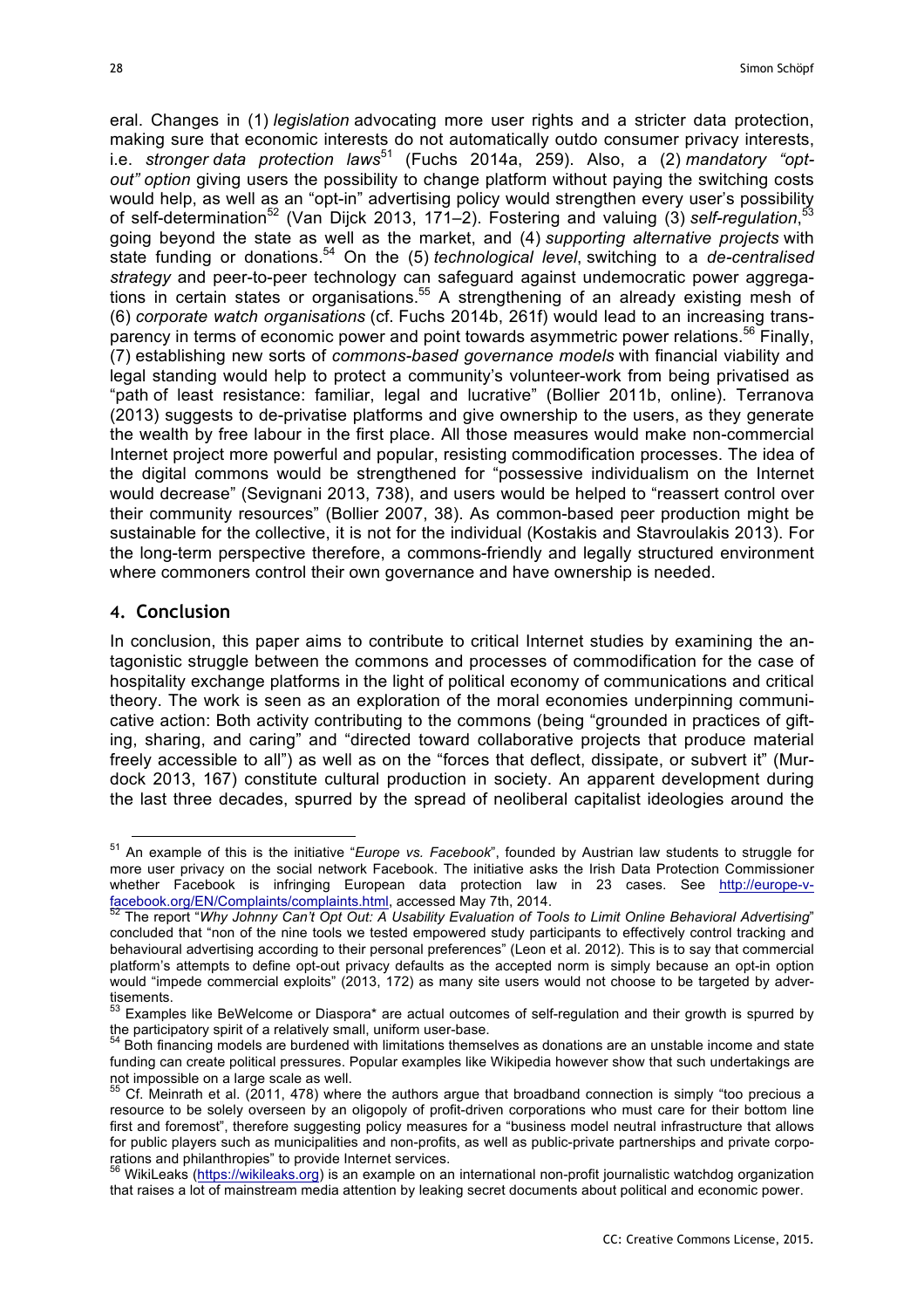eral. Changes in (1) *legislation* advocating more user rights and a stricter data protection, making sure that economic interests do not automatically outdo consumer privacy interests, i.e. *stronger data protection laws*[51] (Fuchs 2014a, 259). Also, a (2) *mandatory "opt-out" option* giving users the possibility to change platform without paying the switching costs would help, as well as an "opt-in" advertising policy would strengthen every user's possibility of self-determination[52] (Van Dijck 2013, 171–2). Fostering and valuing (3) *self-regulation*,[53] going beyond the state as well as the market, and (4) *supporting alternative projects* with state funding or donations.[54] On the (5) *technological level*, switching to a *de-centralised strategy* and peer-to-peer technology can safeguard against undemocratic power aggregations in certain states or organisations.[55] A strengthening of an already existing mesh of (6) *corporate watch organisations* (cf. Fuchs 2014b, 261f) would lead to an increasing transparency in terms of economic power and point towards asymmetric power relations.[56] Finally, (7) establishing new sorts of *commons-based governance models* with financial viability and legal standing would help to protect a community's volunteer-work from being privatised as "path of least resistance: familiar, legal and lucrative" (Bollier 2011b, online). Terranova (2013) suggests to de-privatise platforms and give ownership to the users, as they generate the wealth by free labour in the first place. All those measures would make non-commercial Internet project more powerful and popular, resisting commodification processes. The idea of the digital commons would be strengthened for "possessive individualism on the Internet would decrease" (Sevignani 2013, 738), and users would be helped to "reassert control over their community resources" (Bollier 2007, 38). As common-based peer production might be sustainable for the collective, it is not for the individual (Kostakis and Stavroulakis 2013). For the long-term perspective therefore, a commons-friendly and legally structured environment where commoners control their own governance and have ownership is needed.

## 4. Conclusion

In conclusion, this paper aims to contribute to critical Internet studies by examining the antagonistic struggle between the commons and processes of commodification for the case of hospitality exchange platforms in the light of political economy of communications and critical theory. The work is seen as an exploration of the moral economies underpinning communicative action: Both activity contributing to the commons (being "grounded in practices of gifting, sharing, and caring" and "directed toward collaborative projects that produce material freely accessible to all") as well as on the "forces that deflect, dissipate, or subvert it" (Murdock 2013, 167) constitute cultural production in society. An apparent development during the last three decades, spurred by the spread of neoliberal capitalist ideologies around the

---

[51] An example of this is the initiative "*Europe vs. Facebook*", founded by Austrian law students to struggle for more user privacy on the social network Facebook. The initiative asks the Irish Data Protection Commissioner whether Facebook is infringing European data protection law in 23 cases. See http://europe-v-facebook.org/EN/Complaints/complaints.html, accessed May 7th, 2014.

[52] The report "*Why Johnny Can't Opt Out: A Usability Evaluation of Tools to Limit Online Behavioral Advertising*" concluded that "non of the nine tools we tested empowered study participants to effectively control tracking and behavioural advertising according to their personal preferences" (Leon et al. 2012). This is to say that commercial platform's attempts to define opt-out privacy defaults as the accepted norm is simply because an opt-in option would "impede commercial exploits" (2013, 172) as many site users would not choose to be targeted by advertisements.

[53] Examples like BeWelcome or Diaspora* are actual outcomes of self-regulation and their growth is spurred by the participatory spirit of a relatively small, uniform user-base.

[54] Both financing models are burdened with limitations themselves as donations are an unstable income and state funding can create political pressures. Popular examples like Wikipedia however show that such undertakings are not impossible on a large scale as well.

[55] Cf. Meinrath et al. (2011, 478) where the authors argue that broadband connection is simply "too precious a resource to be solely overseen by an oligopoly of profit-driven corporations who must care for their bottom line first and foremost", therefore suggesting policy measures for a "business model neutral infrastructure that allows for public players such as municipalities and non-profits, as well as public-private partnerships and private corporations and philanthropies" to provide Internet services.

[56] WikiLeaks (https://wikileaks.org) is an example on an international non-profit journalistic watchdog organization that raises a lot of mainstream media attention by leaking secret documents about political and economic power.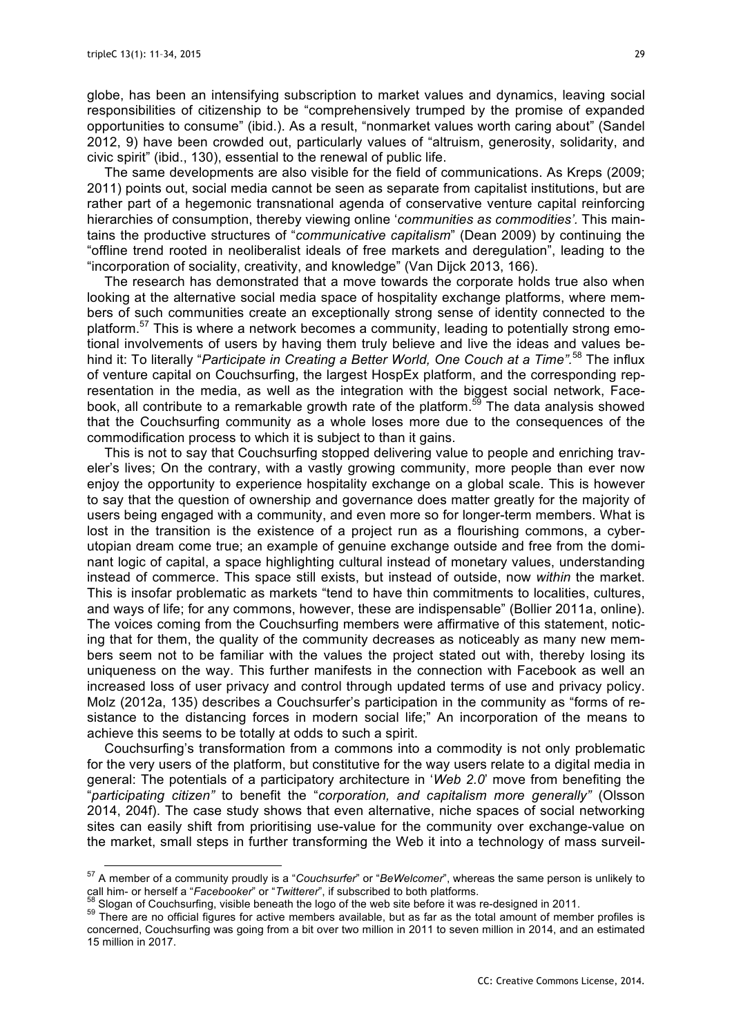globe, has been an intensifying subscription to market values and dynamics, leaving social responsibilities of citizenship to be "comprehensively trumped by the promise of expanded opportunities to consume" (ibid.). As a result, "nonmarket values worth caring about" (Sandel 2012, 9) have been crowded out, particularly values of "altruism, generosity, solidarity, and civic spirit" (ibid., 130), essential to the renewal of public life.

The same developments are also visible for the field of communications. As Kreps (2009; 2011) points out, social media cannot be seen as separate from capitalist institutions, but are rather part of a hegemonic transnational agenda of conservative venture capital reinforcing hierarchies of consumption, thereby viewing '*communities as commodities'.* This maintains the productive structures of "*communicative capitalism*" (Dean 2009) by continuing the "offline trend rooted in neoliberalist ideals of free markets and deregulation", leading to the "incorporation of sociality, creativity, and knowledge" (Van Dijck 2013, 166).

The research has demonstrated that a move towards the corporate holds true also when looking at the alternative social media space of hospitality exchange platforms, where members of such communities create an exceptionally strong sense of identity connected to the platform.[57] This is where a network becomes a community, leading to potentially strong emotional involvements of users by having them truly believe and live the ideas and values behind it: To literally "*Participate in Creating a Better World, One Couch at a Time"*.[58] The influx of venture capital on Couchsurfing, the largest HospEx platform, and the corresponding representation in the media, as well as the integration with the biggest social network, Facebook, all contribute to a remarkable growth rate of the platform.[59] The data analysis showed that the Couchsurfing community as a whole loses more due to the consequences of the commodification process to which it is subject to than it gains.

This is not to say that Couchsurfing stopped delivering value to people and enriching traveler's lives; On the contrary, with a vastly growing community, more people than ever now enjoy the opportunity to experience hospitality exchange on a global scale. This is however to say that the question of ownership and governance does matter greatly for the majority of users being engaged with a community, and even more so for longer-term members. What is lost in the transition is the existence of a project run as a flourishing commons, a cyber-utopian dream come true; an example of genuine exchange outside and free from the dominant logic of capital, a space highlighting cultural instead of monetary values, understanding instead of commerce. This space still exists, but instead of outside, now *within* the market. This is insofar problematic as markets "tend to have thin commitments to localities, cultures, and ways of life; for any commons, however, these are indispensable" (Bollier 2011a, online). The voices coming from the Couchsurfing members were affirmative of this statement, noticing that for them, the quality of the community decreases as noticeably as many new members seem not to be familiar with the values the project stated out with, thereby losing its uniqueness on the way. This further manifests in the connection with Facebook as well an increased loss of user privacy and control through updated terms of use and privacy policy. Molz (2012a, 135) describes a Couchsurfer's participation in the community as "forms of resistance to the distancing forces in modern social life;" An incorporation of the means to achieve this seems to be totally at odds to such a spirit.

Couchsurfing's transformation from a commons into a commodity is not only problematic for the very users of the platform, but constitutive for the way users relate to a digital media in general: The potentials of a participatory architecture in '*Web 2.0*' move from benefiting the "*participating citizen"* to benefit the "*corporation, and capitalism more generally"* (Olsson 2014, 204f). The case study shows that even alternative, niche spaces of social networking sites can easily shift from prioritising use-value for the community over exchange-value on the market, small steps in further transforming the Web it into a technology of mass surveil-

[57] A member of a community proudly is a "*Couchsurfer*" or "*BeWelcomer*", whereas the same person is unlikely to call him- or herself a "*Facebooker*" or "*Twitterer*", if subscribed to both platforms.

[58] Slogan of Couchsurfing, visible beneath the logo of the web site before it was re-designed in 2011.

[59] There are no official figures for active members available, but as far as the total amount of member profiles is concerned, Couchsurfing was going from a bit over two million in 2011 to seven million in 2014, and an estimated 15 million in 2017.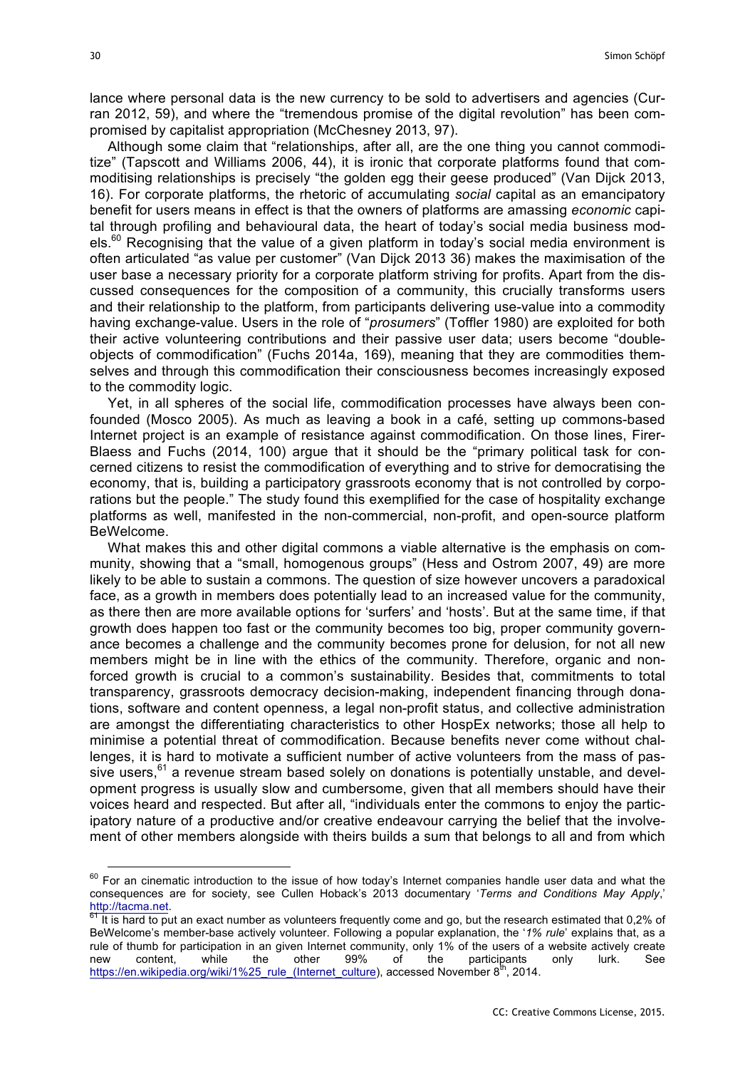lance where personal data is the new currency to be sold to advertisers and agencies (Curran 2012, 59), and where the "tremendous promise of the digital revolution" has been compromised by capitalist appropriation (McChesney 2013, 97).

Although some claim that "relationships, after all, are the one thing you cannot commoditize" (Tapscott and Williams 2006, 44), it is ironic that corporate platforms found that commoditising relationships is precisely "the golden egg their geese produced" (Van Dijck 2013, 16). For corporate platforms, the rhetoric of accumulating *social* capital as an emancipatory benefit for users means in effect is that the owners of platforms are amassing *economic* capital through profiling and behavioural data, the heart of today's social media business models.[60] Recognising that the value of a given platform in today's social media environment is often articulated "as value per customer" (Van Dijck 2013 36) makes the maximisation of the user base a necessary priority for a corporate platform striving for profits. Apart from the discussed consequences for the composition of a community, this crucially transforms users and their relationship to the platform, from participants delivering use-value into a commodity having exchange-value. Users in the role of "*prosumers*" (Toffler 1980) are exploited for both their active volunteering contributions and their passive user data; users become "double-objects of commodification" (Fuchs 2014a, 169), meaning that they are commodities themselves and through this commodification their consciousness becomes increasingly exposed to the commodity logic.

Yet, in all spheres of the social life, commodification processes have always been confounded (Mosco 2005). As much as leaving a book in a café, setting up commons-based Internet project is an example of resistance against commodification. On those lines, Firer-Blaess and Fuchs (2014, 100) argue that it should be the "primary political task for concerned citizens to resist the commodification of everything and to strive for democratising the economy, that is, building a participatory grassroots economy that is not controlled by corporations but the people." The study found this exemplified for the case of hospitality exchange platforms as well, manifested in the non-commercial, non-profit, and open-source platform BeWelcome.

What makes this and other digital commons a viable alternative is the emphasis on community, showing that a "small, homogenous groups" (Hess and Ostrom 2007, 49) are more likely to be able to sustain a commons. The question of size however uncovers a paradoxical face, as a growth in members does potentially lead to an increased value for the community, as there then are more available options for 'surfers' and 'hosts'. But at the same time, if that growth does happen too fast or the community becomes too big, proper community governance becomes a challenge and the community becomes prone for delusion, for not all new members might be in line with the ethics of the community. Therefore, organic and non-forced growth is crucial to a common's sustainability. Besides that, commitments to total transparency, grassroots democracy decision-making, independent financing through donations, software and content openness, a legal non-profit status, and collective administration are amongst the differentiating characteristics to other HospEx networks; those all help to minimise a potential threat of commodification. Because benefits never come without challenges, it is hard to motivate a sufficient number of active volunteers from the mass of passive users,[61] a revenue stream based solely on donations is potentially unstable, and development progress is usually slow and cumbersome, given that all members should have their voices heard and respected. But after all, "individuals enter the commons to enjoy the participatory nature of a productive and/or creative endeavour carrying the belief that the involvement of other members alongside with theirs builds a sum that belongs to all and from which

---

[60] For an cinematic introduction to the issue of how today's Internet companies handle user data and what the consequences are for society, see Cullen Hoback's 2013 documentary '*Terms and Conditions May Apply*,' http://tacma.net.

[61] It is hard to put an exact number as volunteers frequently come and go, but the research estimated that 0,2% of BeWelcome's member-base actively volunteer. Following a popular explanation, the '*1% rule*' explains that, as a rule of thumb for participation in an given Internet community, only 1% of the users of a website actively create new content, while the other 99% of the participants only lurk. See https://en.wikipedia.org/wiki/1%25_rule_(Internet_culture), accessed November 8th, 2014.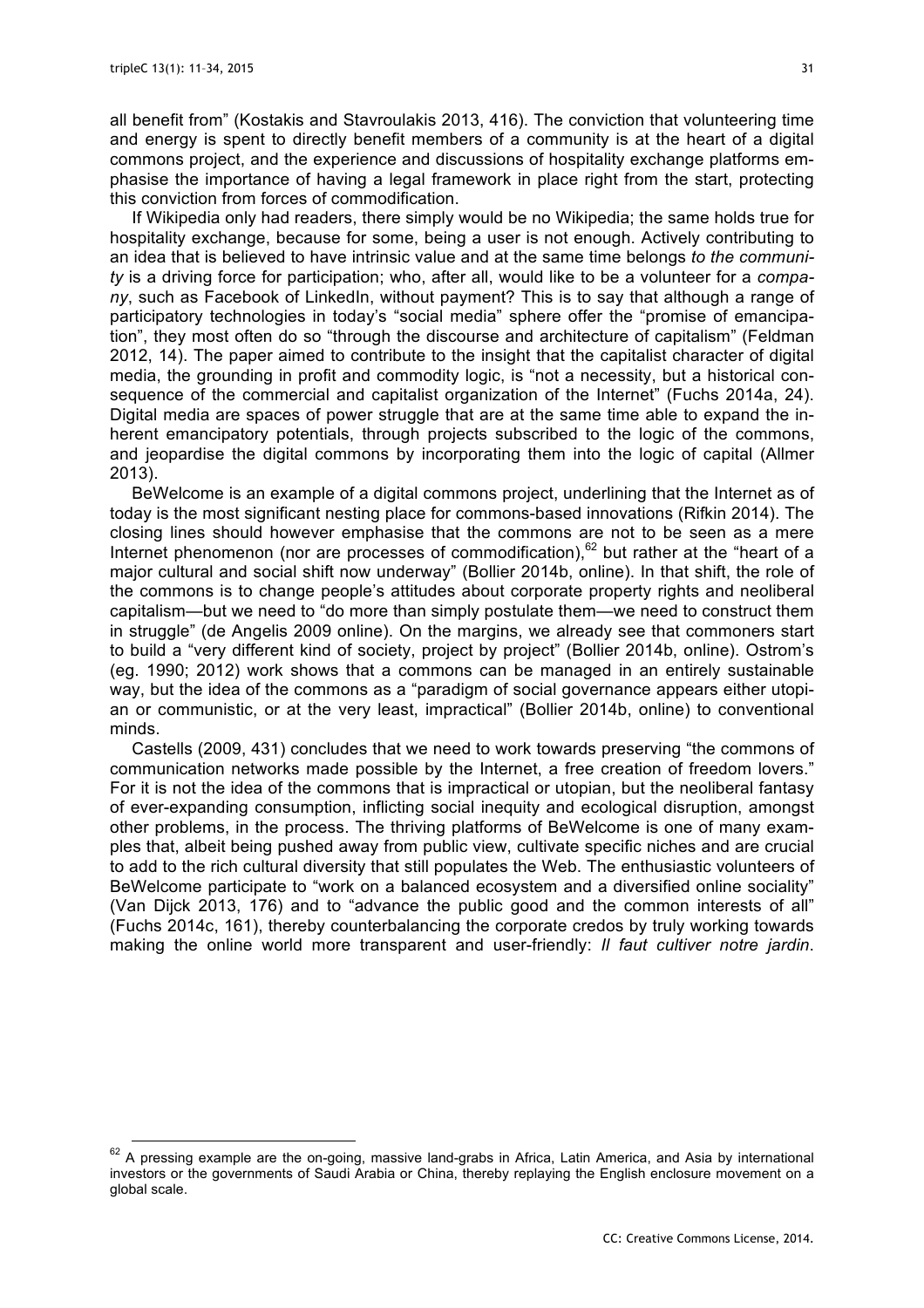all benefit from" (Kostakis and Stavroulakis 2013, 416). The conviction that volunteering time and energy is spent to directly benefit members of a community is at the heart of a digital commons project, and the experience and discussions of hospitality exchange platforms emphasise the importance of having a legal framework in place right from the start, protecting this conviction from forces of commodification.

If Wikipedia only had readers, there simply would be no Wikipedia; the same holds true for hospitality exchange, because for some, being a user is not enough. Actively contributing to an idea that is believed to have intrinsic value and at the same time belongs *to the community* is a driving force for participation; who, after all, would like to be a volunteer for a *company*, such as Facebook of LinkedIn, without payment? This is to say that although a range of participatory technologies in today's "social media" sphere offer the "promise of emancipation", they most often do so "through the discourse and architecture of capitalism" (Feldman 2012, 14). The paper aimed to contribute to the insight that the capitalist character of digital media, the grounding in profit and commodity logic, is "not a necessity, but a historical consequence of the commercial and capitalist organization of the Internet" (Fuchs 2014a, 24). Digital media are spaces of power struggle that are at the same time able to expand the inherent emancipatory potentials, through projects subscribed to the logic of the commons, and jeopardise the digital commons by incorporating them into the logic of capital (Allmer 2013).

BeWelcome is an example of a digital commons project, underlining that the Internet as of today is the most significant nesting place for commons-based innovations (Rifkin 2014). The closing lines should however emphasise that the commons are not to be seen as a mere Internet phenomenon (nor are processes of commodification),[62] but rather at the "heart of a major cultural and social shift now underway" (Bollier 2014b, online). In that shift, the role of the commons is to change people's attitudes about corporate property rights and neoliberal capitalism—but we need to "do more than simply postulate them—we need to construct them in struggle" (de Angelis 2009 online). On the margins, we already see that commoners start to build a "very different kind of society, project by project" (Bollier 2014b, online). Ostrom's (eg. 1990; 2012) work shows that a commons can be managed in an entirely sustainable way, but the idea of the commons as a "paradigm of social governance appears either utopian or communistic, or at the very least, impractical" (Bollier 2014b, online) to conventional minds.

Castells (2009, 431) concludes that we need to work towards preserving "the commons of communication networks made possible by the Internet, a free creation of freedom lovers." For it is not the idea of the commons that is impractical or utopian, but the neoliberal fantasy of ever-expanding consumption, inflicting social inequity and ecological disruption, amongst other problems, in the process. The thriving platforms of BeWelcome is one of many examples that, albeit being pushed away from public view, cultivate specific niches and are crucial to add to the rich cultural diversity that still populates the Web. The enthusiastic volunteers of BeWelcome participate to "work on a balanced ecosystem and a diversified online sociality" (Van Dijck 2013, 176) and to "advance the public good and the common interests of all" (Fuchs 2014c, 161), thereby counterbalancing the corporate credos by truly working towards making the online world more transparent and user-friendly: *Il faut cultiver notre jardin*.

[62] A pressing example are the on-going, massive land-grabs in Africa, Latin America, and Asia by international investors or the governments of Saudi Arabia or China, thereby replaying the English enclosure movement on a global scale.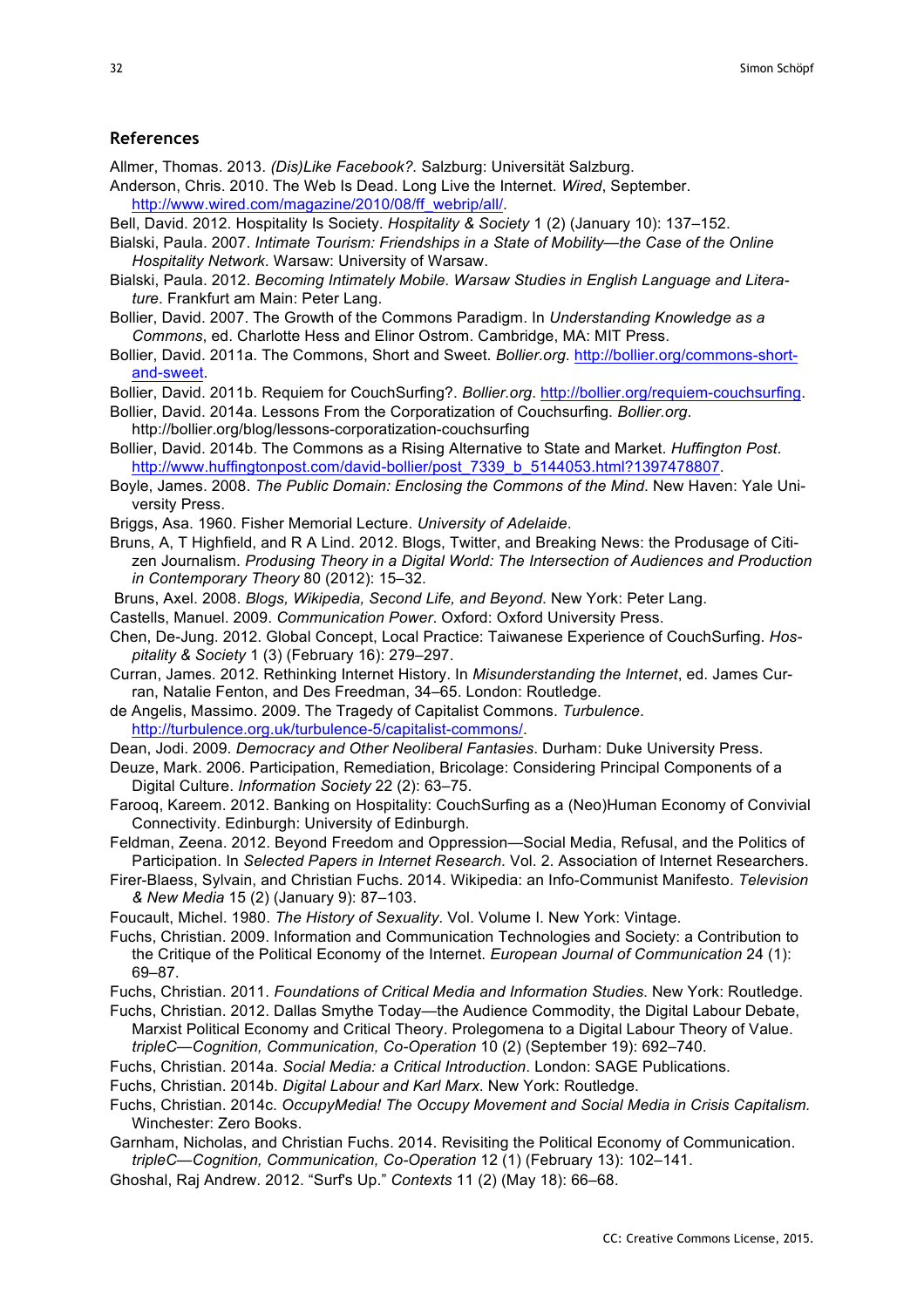## References

Allmer, Thomas. 2013. *(Dis)Like Facebook?*. Salzburg: Universität Salzburg.

Anderson, Chris. 2010. The Web Is Dead. Long Live the Internet. *Wired*, September. http://www.wired.com/magazine/2010/08/ff_webrip/all/.

Bell, David. 2012. Hospitality Is Society. *Hospitality & Society* 1 (2) (January 10): 137–152.

Bialski, Paula. 2007. *Intimate Tourism: Friendships in a State of Mobility—the Case of the Online Hospitality Network*. Warsaw: University of Warsaw.

Bialski, Paula. 2012. *Becoming Intimately Mobile*. *Warsaw Studies in English Language and Literature*. Frankfurt am Main: Peter Lang.

Bollier, David. 2007. The Growth of the Commons Paradigm. In *Understanding Knowledge as a Commons*, ed. Charlotte Hess and Elinor Ostrom. Cambridge, MA: MIT Press.

Bollier, David. 2011a. The Commons, Short and Sweet. *Bollier.org*. http://bollier.org/commons-short-and-sweet.

Bollier, David. 2011b. Requiem for CouchSurfing?. *Bollier.org*. http://bollier.org/requiem-couchsurfing.

Bollier, David. 2014a. Lessons From the Corporatization of Couchsurfing. *Bollier.org*. http://bollier.org/blog/lessons-corporatization-couchsurfing

Bollier, David. 2014b. The Commons as a Rising Alternative to State and Market. *Huffington Post*. http://www.huffingtonpost.com/david-bollier/post_7339_b_5144053.html?1397478807.

Boyle, James. 2008. *The Public Domain: Enclosing the Commons of the Mind*. New Haven: Yale University Press.

Briggs, Asa. 1960. Fisher Memorial Lecture. *University of Adelaide*.

Bruns, A, T Highfield, and R A Lind. 2012. Blogs, Twitter, and Breaking News: the Produsage of Citizen Journalism. *Producing Theory in a Digital World: The Intersection of Audiences and Production in Contemporary Theory* 80 (2012): 15–32.

Bruns, Axel. 2008. *Blogs, Wikipedia, Second Life, and Beyond*. New York: Peter Lang.

Castells, Manuel. 2009. *Communication Power*. Oxford: Oxford University Press.

Chen, De-Jung. 2012. Global Concept, Local Practice: Taiwanese Experience of CouchSurfing. *Hospitality & Society* 1 (3) (February 16): 279–297.

Curran, James. 2012. Rethinking Internet History. In *Misunderstanding the Internet*, ed. James Curran, Natalie Fenton, and Des Freedman, 34–65. London: Routledge.

de Angelis, Massimo. 2009. The Tragedy of Capitalist Commons. *Turbulence*. http://turbulence.org.uk/turbulence-5/capitalist-commons/.

Dean, Jodi. 2009. *Democracy and Other Neoliberal Fantasies*. Durham: Duke University Press.

Deuze, Mark. 2006. Participation, Remediation, Bricolage: Considering Principal Components of a Digital Culture. *Information Society* 22 (2): 63–75.

Farooq, Kareem. 2012. Banking on Hospitality: CouchSurfing as a (Neo)Human Economy of Convivial Connectivity. Edinburgh: University of Edinburgh.

Feldman, Zeena. 2012. Beyond Freedom and Oppression—Social Media, Refusal, and the Politics of Participation. In *Selected Papers in Internet Research*. Vol. 2. Association of Internet Researchers.

Firer-Blaess, Sylvain, and Christian Fuchs. 2014. Wikipedia: an Info-Communist Manifesto. *Television & New Media* 15 (2) (January 9): 87–103.

Foucault, Michel. 1980. *The History of Sexuality*. Vol. Volume I. New York: Vintage.

Fuchs, Christian. 2009. Information and Communication Technologies and Society: a Contribution to the Critique of the Political Economy of the Internet. *European Journal of Communication* 24 (1): 69–87.

Fuchs, Christian. 2011. *Foundations of Critical Media and Information Studies*. New York: Routledge.

Fuchs, Christian. 2012. Dallas Smythe Today—the Audience Commodity, the Digital Labour Debate, Marxist Political Economy and Critical Theory. Prolegomena to a Digital Labour Theory of Value. *tripleC—Cognition, Communication, Co-Operation* 10 (2) (September 19): 692–740.

Fuchs, Christian. 2014a. *Social Media: a Critical Introduction*. London: SAGE Publications.

Fuchs, Christian. 2014b. *Digital Labour and Karl Marx*. New York: Routledge.

Fuchs, Christian. 2014c. *OccupyMedia! The Occupy Movement and Social Media in Crisis Capitalism.* Winchester: Zero Books.

Garnham, Nicholas, and Christian Fuchs. 2014. Revisiting the Political Economy of Communication. *tripleC—Cognition, Communication, Co-Operation* 12 (1) (February 13): 102–141.

Ghoshal, Raj Andrew. 2012. "Surf's Up." *Contexts* 11 (2) (May 18): 66–68.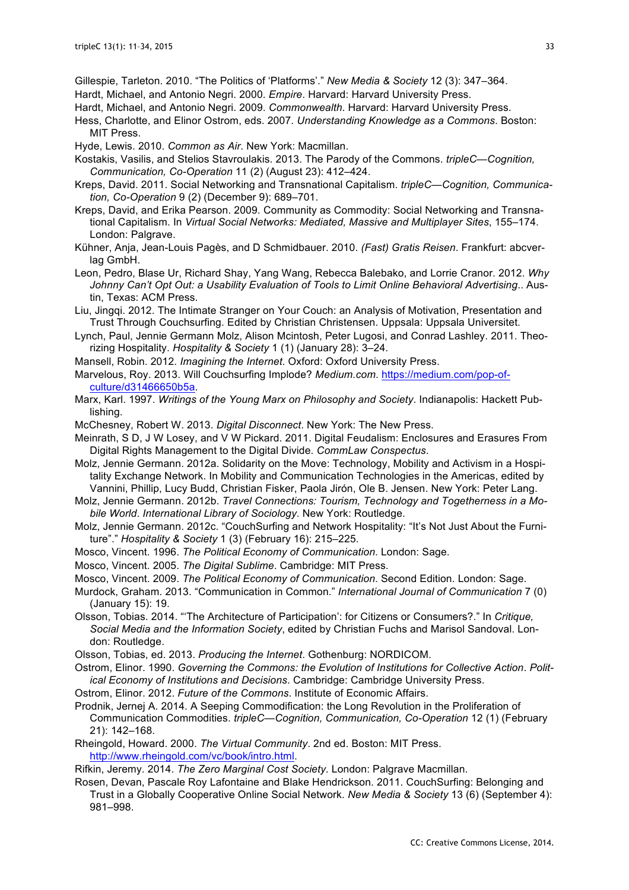Gillespie, Tarleton. 2010. "The Politics of 'Platforms'." *New Media & Society* 12 (3): 347–364.

Hardt, Michael, and Antonio Negri. 2000. *Empire*. Harvard: Harvard University Press.

Hardt, Michael, and Antonio Negri. 2009. *Commonwealth*. Harvard: Harvard University Press.

Hess, Charlotte, and Elinor Ostrom, eds. 2007. *Understanding Knowledge as a Commons*. Boston: MIT Press.

Hyde, Lewis. 2010. *Common as Air*. New York: Macmillan.

Kostakis, Vasilis, and Stelios Stavroulakis. 2013. The Parody of the Commons. *tripleC—Cognition, Communication, Co-Operation* 11 (2) (August 23): 412–424.

Kreps, David. 2011. Social Networking and Transnational Capitalism. *tripleC—Cognition, Communication, Co-Operation* 9 (2) (December 9): 689–701.

Kreps, David, and Erika Pearson. 2009. Community as Commodity: Social Networking and Transnational Capitalism. In *Virtual Social Networks: Mediated, Massive and Multiplayer Sites*, 155–174. London: Palgrave.

Kühner, Anja, Jean-Louis Pagès, and D Schmidbauer. 2010. *(Fast) Gratis Reisen*. Frankfurt: abcverlag GmbH.

Leon, Pedro, Blase Ur, Richard Shay, Yang Wang, Rebecca Balebako, and Lorrie Cranor. 2012. *Why Johnny Can't Opt Out: a Usability Evaluation of Tools to Limit Online Behavioral Advertising.*. Austin, Texas: ACM Press.

Liu, Jingqi. 2012. The Intimate Stranger on Your Couch: an Analysis of Motivation, Presentation and Trust Through Couchsurfing. Edited by Christian Christensen. Uppsala: Uppsala Universitet.

Lynch, Paul, Jennie Germann Molz, Alison Mcintosh, Peter Lugosi, and Conrad Lashley. 2011. Theorizing Hospitality. *Hospitality & Society* 1 (1) (January 28): 3–24.

Mansell, Robin. 2012. *Imagining the Internet*. Oxford: Oxford University Press.

Marvelous, Roy. 2013. Will Couchsurfing Implode? *Medium.com*. https://medium.com/pop-of-culture/d31466650b5a.

Marx, Karl. 1997. *Writings of the Young Marx on Philosophy and Society*. Indianapolis: Hackett Publishing.

McChesney, Robert W. 2013. *Digital Disconnect*. New York: The New Press.

Meinrath, S D, J W Losey, and V W Pickard. 2011. Digital Feudalism: Enclosures and Erasures From Digital Rights Management to the Digital Divide. *CommLaw Conspectus*.

Molz, Jennie Germann. 2012a. Solidarity on the Move: Technology, Mobility and Activism in a Hospitality Exchange Network. In Mobility and Communication Technologies in the Americas, edited by Vannini, Phillip, Lucy Budd, Christian Fisker, Paola Jirón, Ole B. Jensen. New York: Peter Lang.

Molz, Jennie Germann. 2012b. *Travel Connections: Tourism, Technology and Togetherness in a Mobile World*. *International Library of Sociology*. New York: Routledge.

Molz, Jennie Germann. 2012c. "CouchSurfing and Network Hospitality: "It's Not Just About the Furniture"." *Hospitality & Society* 1 (3) (February 16): 215–225.

Mosco, Vincent. 1996. *The Political Economy of Communication*. London: Sage.

Mosco, Vincent. 2005. *The Digital Sublime*. Cambridge: MIT Press.

Mosco, Vincent. 2009. *The Political Economy of Communication*. Second Edition. London: Sage.

Murdock, Graham. 2013. "Communication in Common." *International Journal of Communication* 7 (0) (January 15): 19.

Olsson, Tobias. 2014. "'The Architecture of Participation': for Citizens or Consumers?." In *Critique, Social Media and the Information Society*, edited by Christian Fuchs and Marisol Sandoval. London: Routledge.

Olsson, Tobias, ed. 2013. *Producing the Internet*. Gothenburg: NORDICOM.

Ostrom, Elinor. 1990. *Governing the Commons: the Evolution of Institutions for Collective Action*. *Political Economy of Institutions and Decisions*. Cambridge: Cambridge University Press.

Ostrom, Elinor. 2012. *Future of the Commons*. Institute of Economic Affairs.

Prodnik, Jernej A. 2014. A Seeping Commodification: the Long Revolution in the Proliferation of Communication Commodities. *tripleC—Cognition, Communication, Co-Operation* 12 (1) (February 21): 142–168.

Rheingold, Howard. 2000. *The Virtual Community*. 2nd ed. Boston: MIT Press. http://www.rheingold.com/vc/book/intro.html.

Rifkin, Jeremy. 2014. *The Zero Marginal Cost Society*. London: Palgrave Macmillan.

Rosen, Devan, Pascale Roy Lafontaine and Blake Hendrickson. 2011. CouchSurfing: Belonging and Trust in a Globally Cooperative Online Social Network. *New Media & Society* 13 (6) (September 4): 981–998.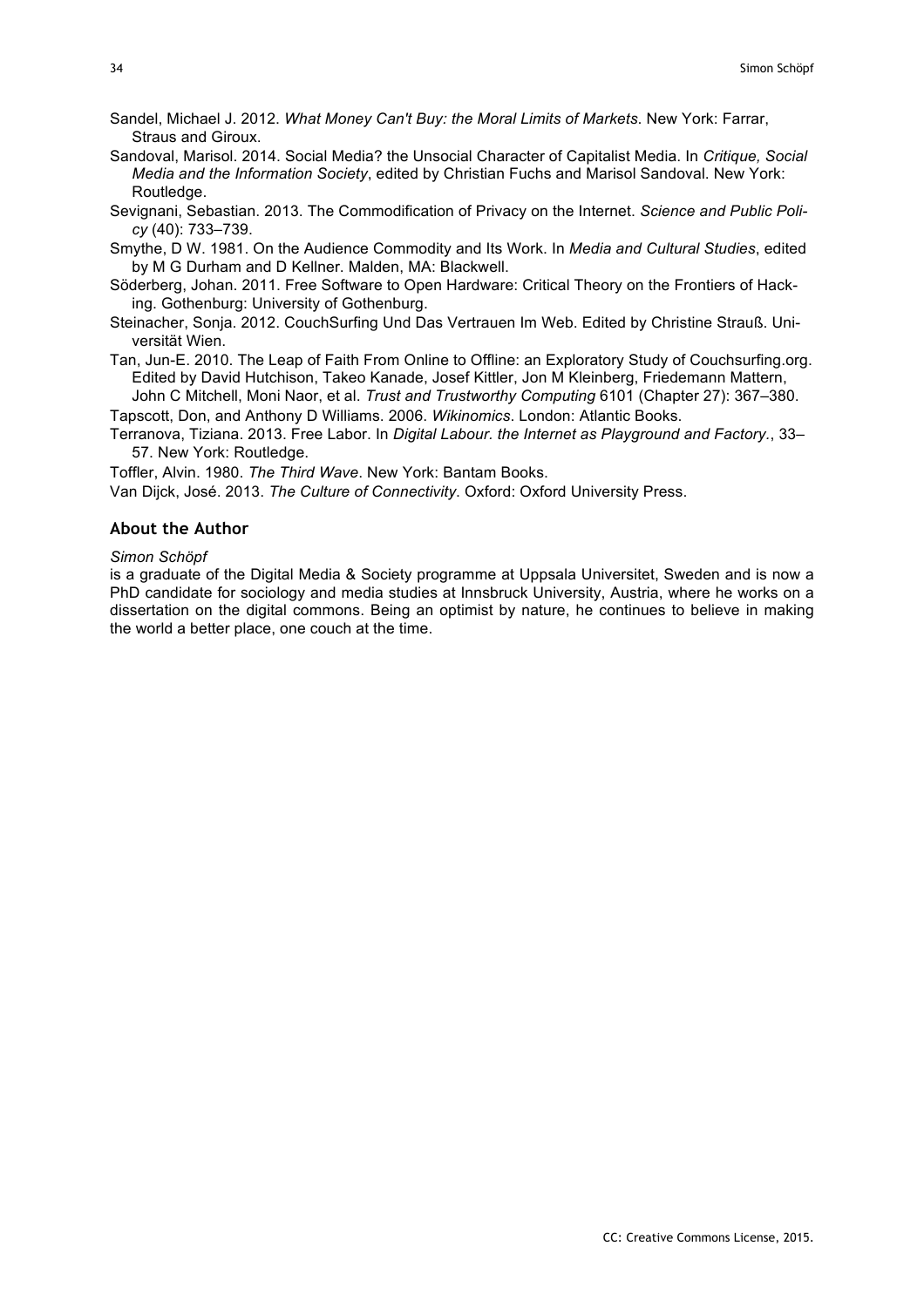Sandel, Michael J. 2012. *What Money Can't Buy: the Moral Limits of Markets*. New York: Farrar, Straus and Giroux.

Sandoval, Marisol. 2014. Social Media? the Unsocial Character of Capitalist Media. In *Critique, Social Media and the Information Society*, edited by Christian Fuchs and Marisol Sandoval. New York: Routledge.

Sevignani, Sebastian. 2013. The Commodification of Privacy on the Internet. *Science and Public Policy* (40): 733–739.

Smythe, D W. 1981. On the Audience Commodity and Its Work. In *Media and Cultural Studies*, edited by M G Durham and D Kellner. Malden, MA: Blackwell.

Söderberg, Johan. 2011. Free Software to Open Hardware: Critical Theory on the Frontiers of Hacking. Gothenburg: University of Gothenburg.

Steinacher, Sonja. 2012. CouchSurfing Und Das Vertrauen Im Web. Edited by Christine Strauß. Universität Wien.

Tan, Jun-E. 2010. The Leap of Faith From Online to Offline: an Exploratory Study of Couchsurfing.org. Edited by David Hutchison, Takeo Kanade, Josef Kittler, Jon M Kleinberg, Friedemann Mattern, John C Mitchell, Moni Naor, et al. *Trust and Trustworthy Computing* 6101 (Chapter 27): 367–380.

Tapscott, Don, and Anthony D Williams. 2006. *Wikinomics*. London: Atlantic Books.

Terranova, Tiziana. 2013. Free Labor. In *Digital Labour. the Internet as Playground and Factory.*, 33–57. New York: Routledge.

Toffler, Alvin. 1980. *The Third Wave*. New York: Bantam Books.

Van Dijck, José. 2013. *The Culture of Connectivity*. Oxford: Oxford University Press.

## About the Author

*Simon Schöpf*

is a graduate of the Digital Media & Society programme at Uppsala Universitet, Sweden and is now a PhD candidate for sociology and media studies at Innsbruck University, Austria, where he works on a dissertation on the digital commons. Being an optimist by nature, he continues to believe in making the world a better place, one couch at the time.

CC: Creative Commons License, 2015.